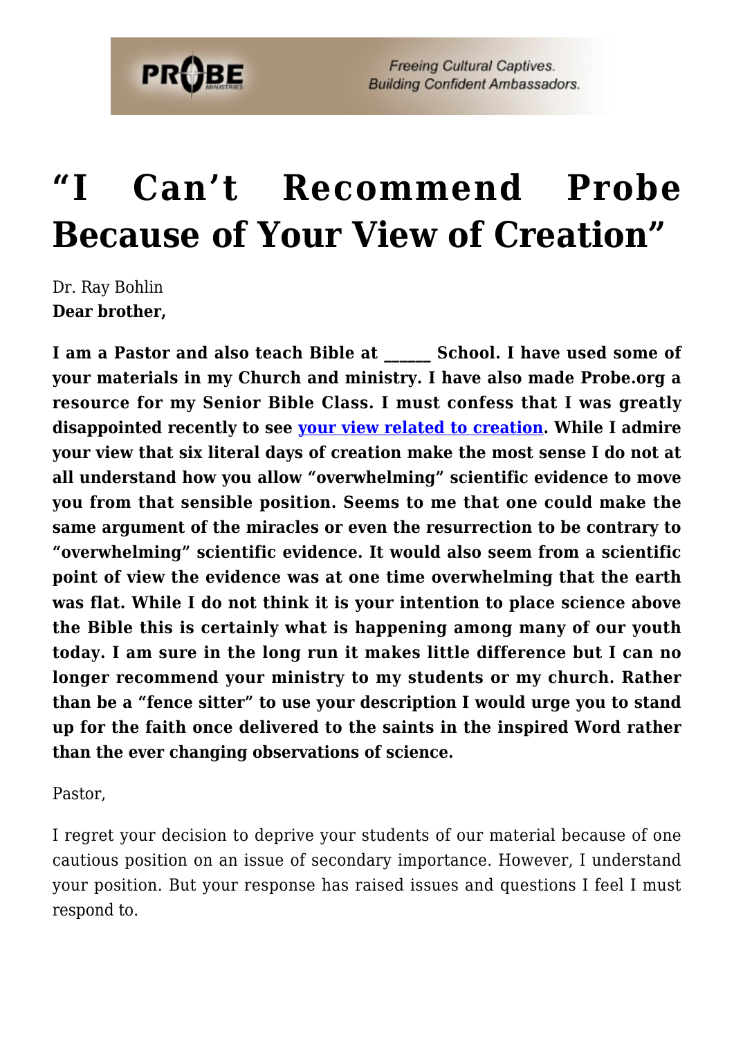# "I Can't Recommend Probe Because of Your View of Creation"

Dr. Ray Bohlin

**Dear brother,**

**I am a Pastor and also teach Bible at ______ School. I have used some of your materials in my Church and ministry. I have also made Probe.org a resource for my Senior Bible Class. I must confess that I was greatly disappointed recently to see [your view related to creation](). While I admire your view that six literal days of creation make the most sense I do not at all understand how you allow "overwhelming" scientific evidence to move you from that sensible position. Seems to me that one could make the same argument of the miracles or even the resurrection to be contrary to "overwhelming" scientific evidence. It would also seem from a scientific point of view the evidence was at one time overwhelming that the earth was flat. While I do not think it is your intention to place science above the Bible this is certainly what is happening among many of our youth today. I am sure in the long run it makes little difference but I can no longer recommend your ministry to my students or my church. Rather than be a "fence sitter" to use your description I would urge you to stand up for the faith once delivered to the saints in the inspired Word rather than the ever changing observations of science.**

Pastor,

I regret your decision to deprive your students of our material because of one cautious position on an issue of secondary importance. However, I understand your position. But your response has raised issues and questions I feel I must respond to.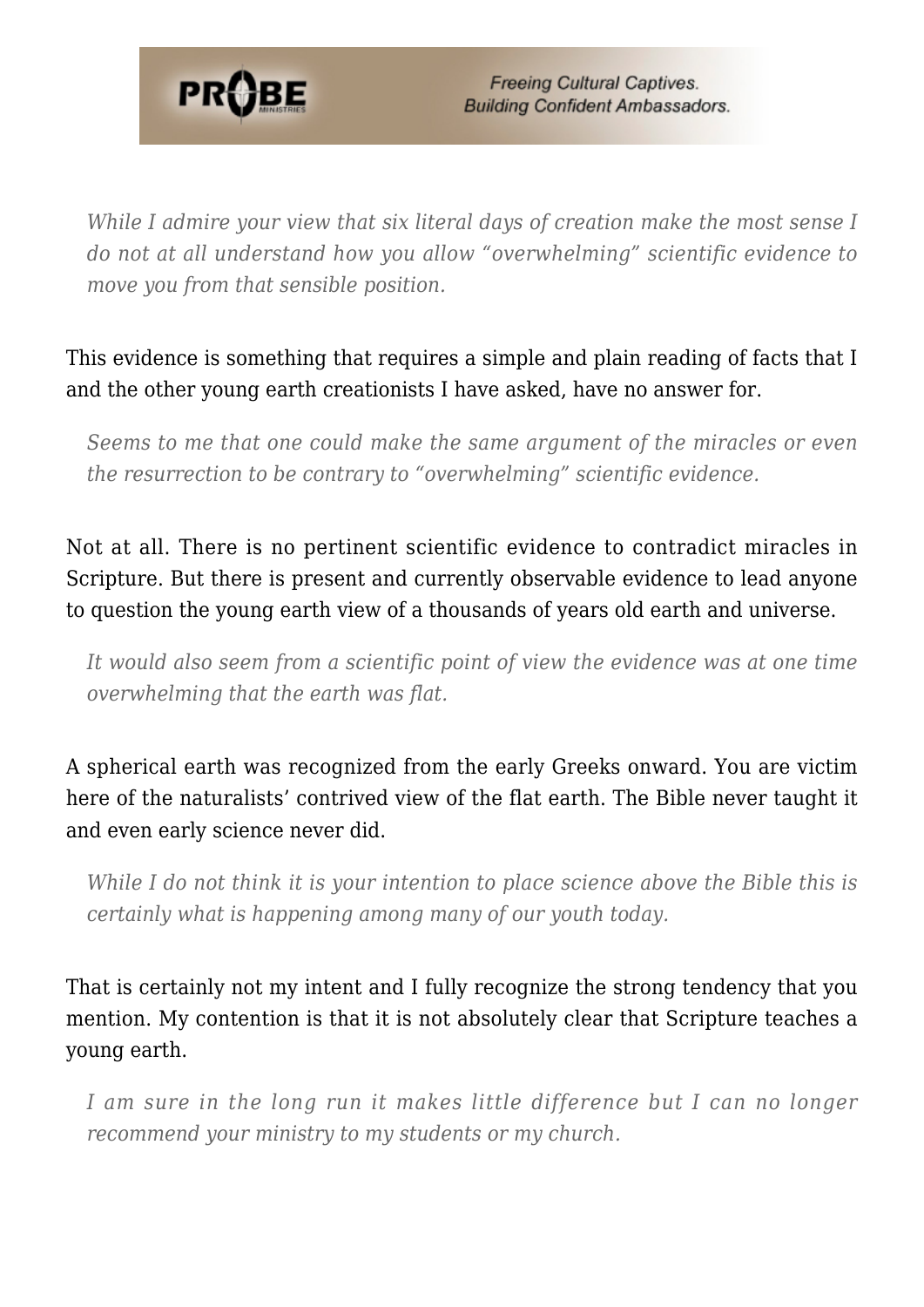> *While I admire your view that six literal days of creation make the most sense I do not at all understand how you allow "overwhelming" scientific evidence to move you from that sensible position.*

This evidence is something that requires a simple and plain reading of facts that I and the other young earth creationists I have asked, have no answer for.

> *Seems to me that one could make the same argument of the miracles or even the resurrection to be contrary to "overwhelming" scientific evidence.*

Not at all. There is no pertinent scientific evidence to contradict miracles in Scripture. But there is present and currently observable evidence to lead anyone to question the young earth view of a thousands of years old earth and universe.

> *It would also seem from a scientific point of view the evidence was at one time overwhelming that the earth was flat.*

A spherical earth was recognized from the early Greeks onward. You are victim here of the naturalists' contrived view of the flat earth. The Bible never taught it and even early science never did.

> *While I do not think it is your intention to place science above the Bible this is certainly what is happening among many of our youth today.*

That is certainly not my intent and I fully recognize the strong tendency that you mention. My contention is that it is not absolutely clear that Scripture teaches a young earth.

> *I am sure in the long run it makes little difference but I can no longer recommend your ministry to my students or my church.*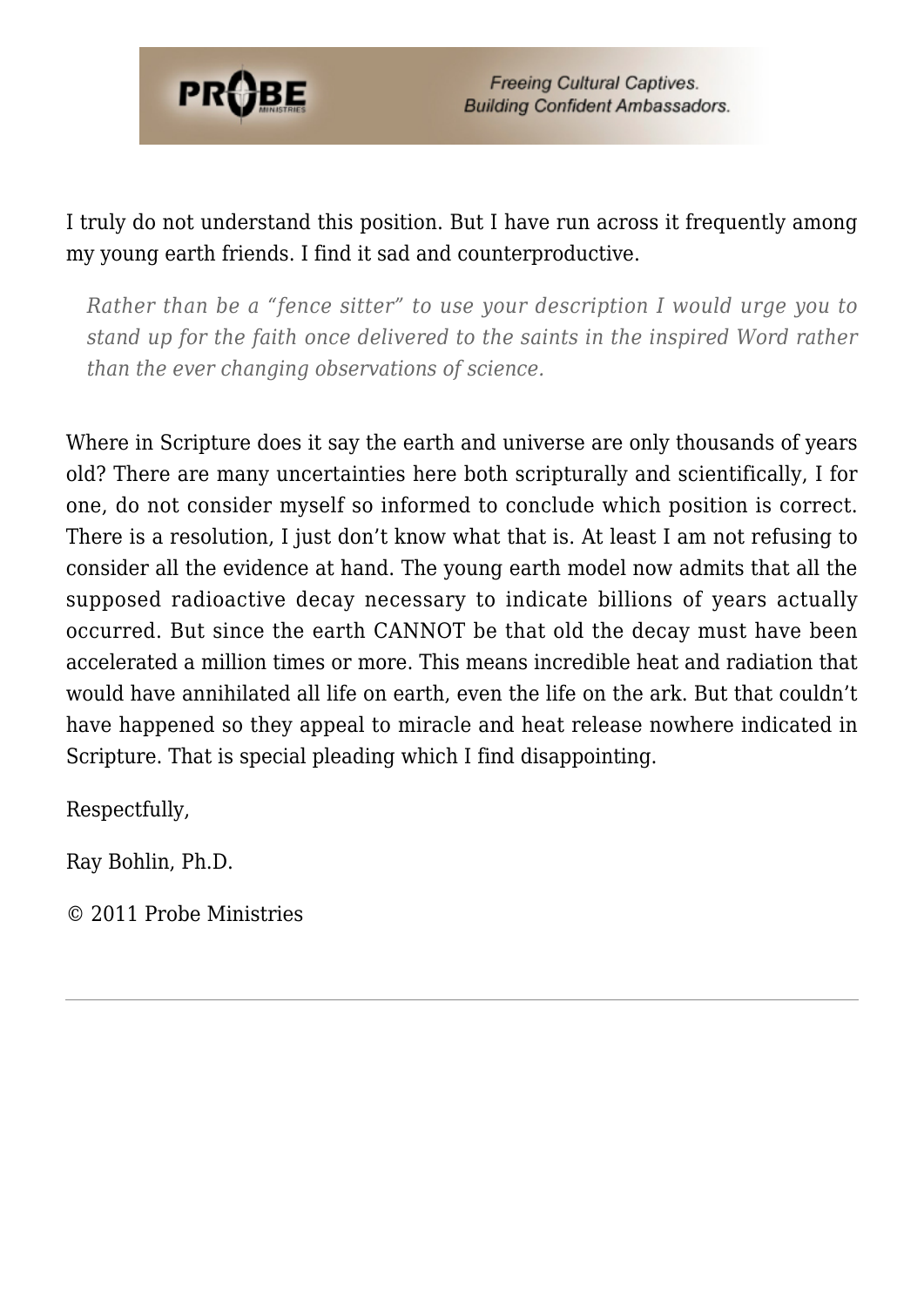I truly do not understand this position. But I have run across it frequently among my young earth friends. I find it sad and counterproductive.

> *Rather than be a "fence sitter" to use your description I would urge you to stand up for the faith once delivered to the saints in the inspired Word rather than the ever changing observations of science.*

Where in Scripture does it say the earth and universe are only thousands of years old? There are many uncertainties here both scripturally and scientifically, I for one, do not consider myself so informed to conclude which position is correct. There is a resolution, I just don't know what that is. At least I am not refusing to consider all the evidence at hand. The young earth model now admits that all the supposed radioactive decay necessary to indicate billions of years actually occurred. But since the earth CANNOT be that old the decay must have been accelerated a million times or more. This means incredible heat and radiation that would have annihilated all life on earth, even the life on the ark. But that couldn't have happened so they appeal to miracle and heat release nowhere indicated in Scripture. That is special pleading which I find disappointing.

Respectfully,

Ray Bohlin, Ph.D.

© 2011 Probe Ministries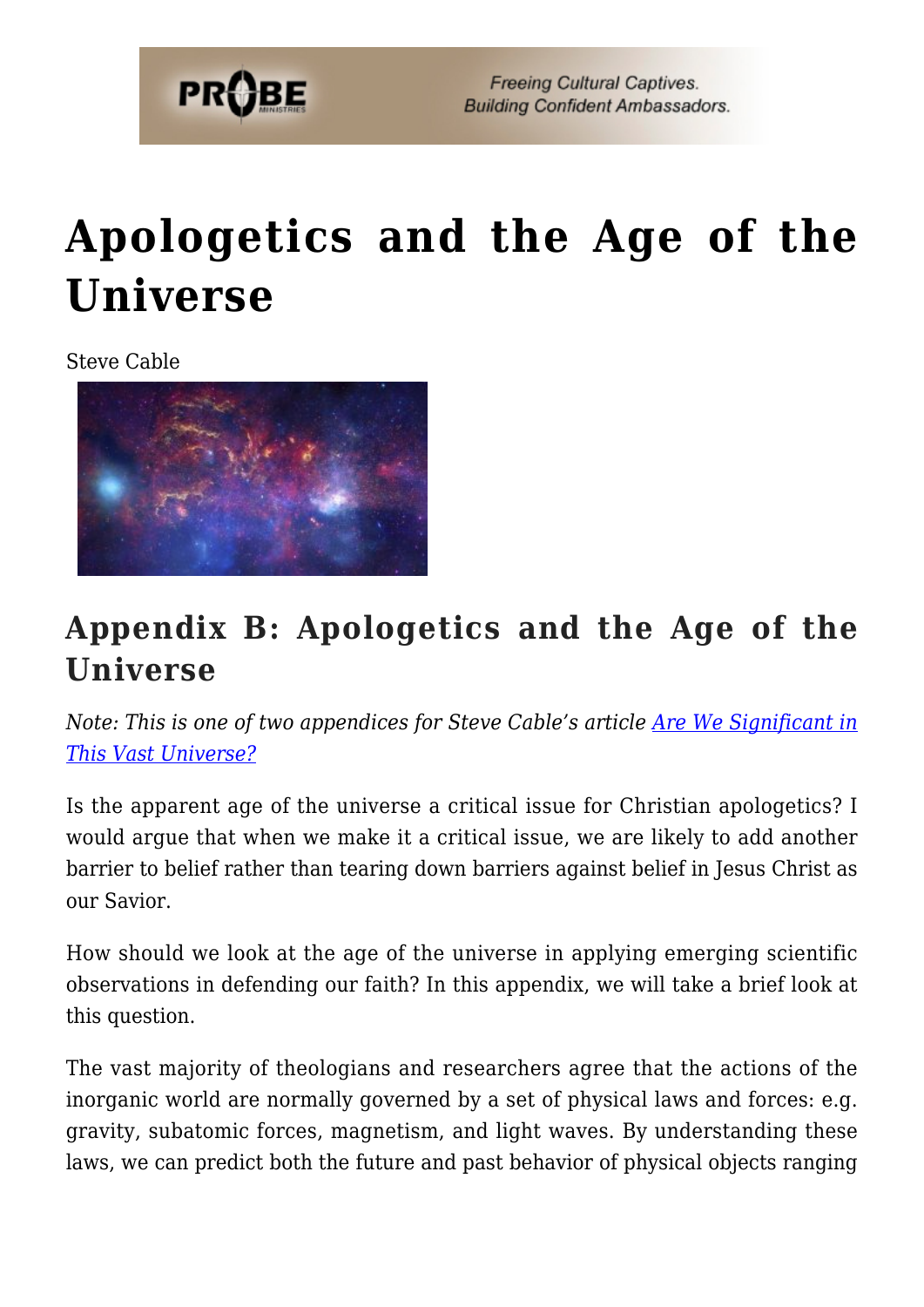# Apologetics and the Age of the Universe

Steve Cable

## Appendix B: Apologetics and the Age of the Universe

*Note: This is one of two appendices for Steve Cable's article [Are We Significant in This Vast Universe?]()*

Is the apparent age of the universe a critical issue for Christian apologetics? I would argue that when we make it a critical issue, we are likely to add another barrier to belief rather than tearing down barriers against belief in Jesus Christ as our Savior.

How should we look at the age of the universe in applying emerging scientific observations in defending our faith? In this appendix, we will take a brief look at this question.

The vast majority of theologians and researchers agree that the actions of the inorganic world are normally governed by a set of physical laws and forces: e.g. gravity, subatomic forces, magnetism, and light waves. By understanding these laws, we can predict both the future and past behavior of physical objects ranging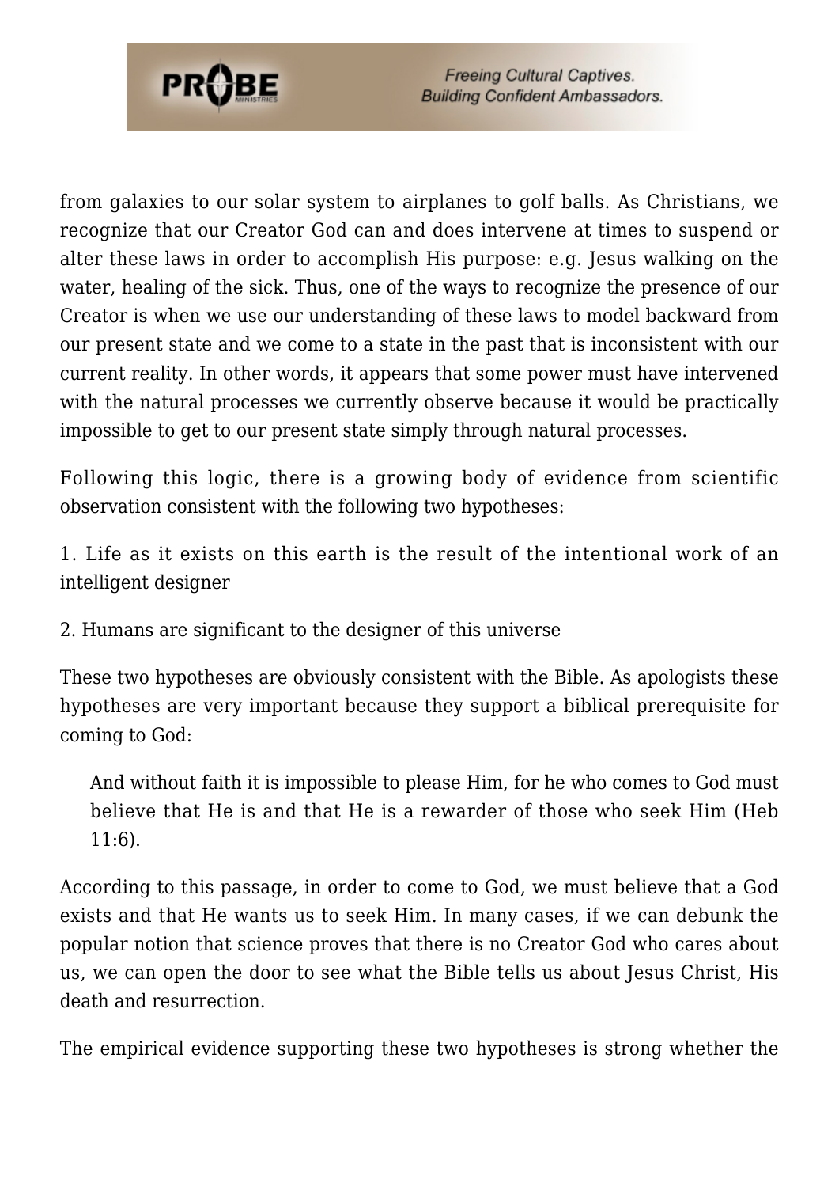from galaxies to our solar system to airplanes to golf balls. As Christians, we recognize that our Creator God can and does intervene at times to suspend or alter these laws in order to accomplish His purpose: e.g. Jesus walking on the water, healing of the sick. Thus, one of the ways to recognize the presence of our Creator is when we use our understanding of these laws to model backward from our present state and we come to a state in the past that is inconsistent with our current reality. In other words, it appears that some power must have intervened with the natural processes we currently observe because it would be practically impossible to get to our present state simply through natural processes.

Following this logic, there is a growing body of evidence from scientific observation consistent with the following two hypotheses:

1. Life as it exists on this earth is the result of the intentional work of an intelligent designer

2. Humans are significant to the designer of this universe

These two hypotheses are obviously consistent with the Bible. As apologists these hypotheses are very important because they support a biblical prerequisite for coming to God:

> And without faith it is impossible to please Him, for he who comes to God must believe that He is and that He is a rewarder of those who seek Him (Heb 11:6).

According to this passage, in order to come to God, we must believe that a God exists and that He wants us to seek Him. In many cases, if we can debunk the popular notion that science proves that there is no Creator God who cares about us, we can open the door to see what the Bible tells us about Jesus Christ, His death and resurrection.

The empirical evidence supporting these two hypotheses is strong whether the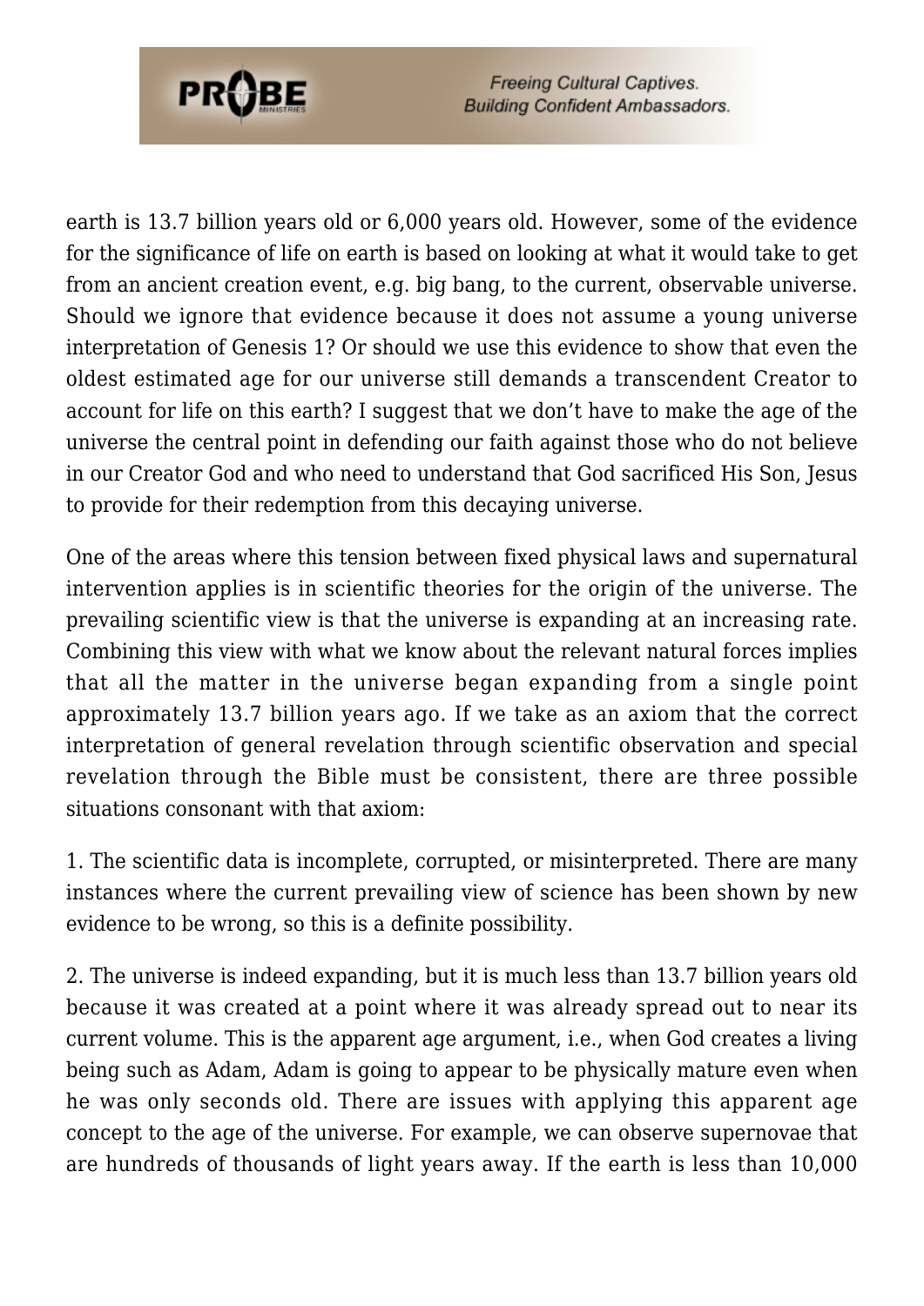earth is 13.7 billion years old or 6,000 years old. However, some of the evidence for the significance of life on earth is based on looking at what it would take to get from an ancient creation event, e.g. big bang, to the current, observable universe. Should we ignore that evidence because it does not assume a young universe interpretation of Genesis 1? Or should we use this evidence to show that even the oldest estimated age for our universe still demands a transcendent Creator to account for life on this earth? I suggest that we don't have to make the age of the universe the central point in defending our faith against those who do not believe in our Creator God and who need to understand that God sacrificed His Son, Jesus to provide for their redemption from this decaying universe.

One of the areas where this tension between fixed physical laws and supernatural intervention applies is in scientific theories for the origin of the universe. The prevailing scientific view is that the universe is expanding at an increasing rate. Combining this view with what we know about the relevant natural forces implies that all the matter in the universe began expanding from a single point approximately 13.7 billion years ago. If we take as an axiom that the correct interpretation of general revelation through scientific observation and special revelation through the Bible must be consistent, there are three possible situations consonant with that axiom:

1. The scientific data is incomplete, corrupted, or misinterpreted. There are many instances where the current prevailing view of science has been shown by new evidence to be wrong, so this is a definite possibility.

2. The universe is indeed expanding, but it is much less than 13.7 billion years old because it was created at a point where it was already spread out to near its current volume. This is the apparent age argument, i.e., when God creates a living being such as Adam, Adam is going to appear to be physically mature even when he was only seconds old. There are issues with applying this apparent age concept to the age of the universe. For example, we can observe supernovae that are hundreds of thousands of light years away. If the earth is less than 10,000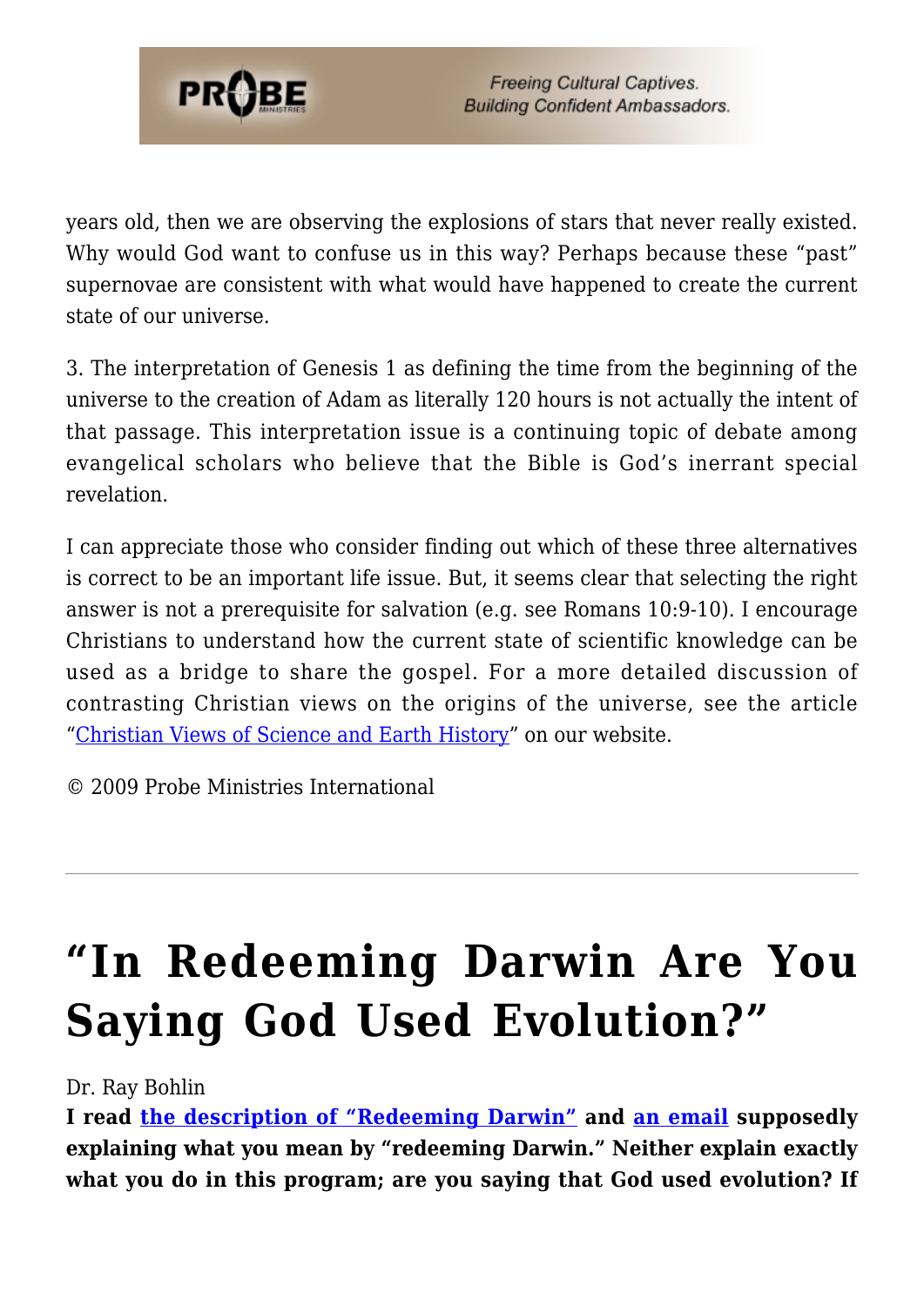years old, then we are observing the explosions of stars that never really existed. Why would God want to confuse us in this way? Perhaps because these "past" supernovae are consistent with what would have happened to create the current state of our universe.

3. The interpretation of Genesis 1 as defining the time from the beginning of the universe to the creation of Adam as literally 120 hours is not actually the intent of that passage. This interpretation issue is a continuing topic of debate among evangelical scholars who believe that the Bible is God's inerrant special revelation.

I can appreciate those who consider finding out which of these three alternatives is correct to be an important life issue. But, it seems clear that selecting the right answer is not a prerequisite for salvation (e.g. see Romans 10:9-10). I encourage Christians to understand how the current state of scientific knowledge can be used as a bridge to share the gospel. For a more detailed discussion of contrasting Christian views on the origins of the universe, see the article "Christian Views of Science and Earth History" on our website.

© 2009 Probe Ministries International

---

# "In Redeeming Darwin Are You Saying God Used Evolution?"

Dr. Ray Bohlin

**I read the description of "Redeeming Darwin" and an email supposedly explaining what you mean by "redeeming Darwin." Neither explain exactly what you do in this program; are you saying that God used evolution? If**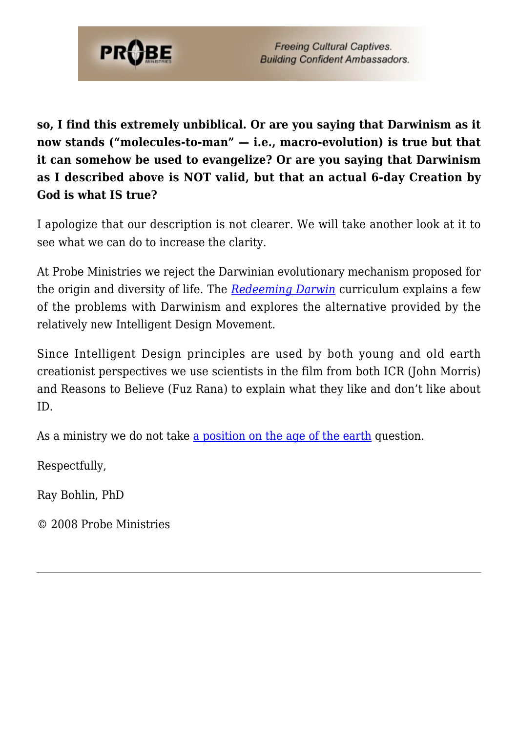**so, I find this extremely unbiblical. Or are you saying that Darwinism as it now stands ("molecules-to-man" — i.e., macro-evolution) is true but that it can somehow be used to evangelize? Or are you saying that Darwinism as I described above is NOT valid, but that an actual 6-day Creation by God is what IS true?**

I apologize that our description is not clearer. We will take another look at it to see what we can do to increase the clarity.

At Probe Ministries we reject the Darwinian evolutionary mechanism proposed for the origin and diversity of life. The *Redeeming Darwin* curriculum explains a few of the problems with Darwinism and explores the alternative provided by the relatively new Intelligent Design Movement.

Since Intelligent Design principles are used by both young and old earth creationist perspectives we use scientists in the film from both ICR (John Morris) and Reasons to Believe (Fuz Rana) to explain what they like and don't like about ID.

As a ministry we do not take a position on the age of the earth question.

Respectfully,

Ray Bohlin, PhD

© 2008 Probe Ministries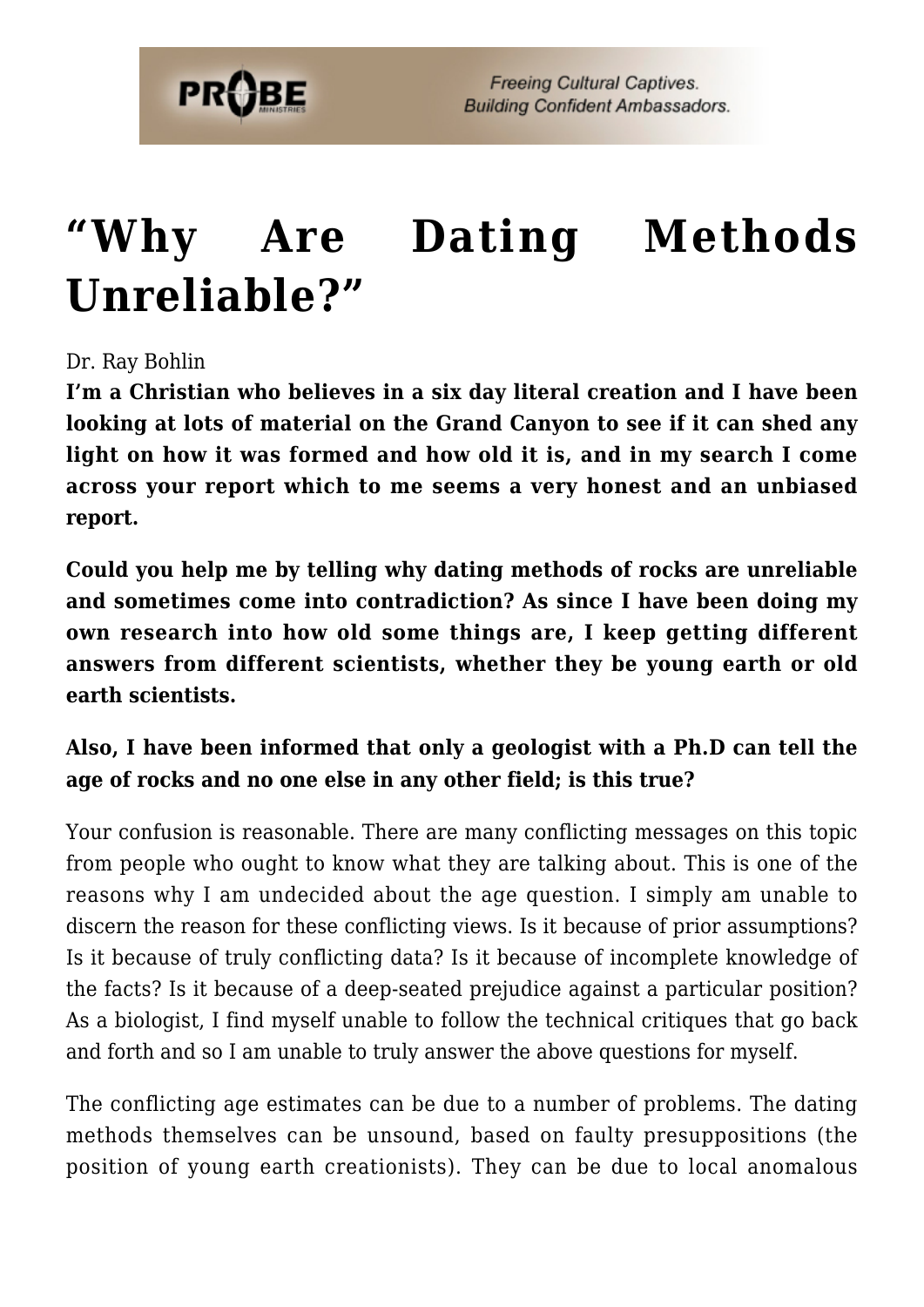# "Why Are Dating Methods Unreliable?"

Dr. Ray Bohlin

**I'm a Christian who believes in a six day literal creation and I have been looking at lots of material on the Grand Canyon to see if it can shed any light on how it was formed and how old it is, and in my search I come across your report which to me seems a very honest and an unbiased report.**

**Could you help me by telling why dating methods of rocks are unreliable and sometimes come into contradiction? As since I have been doing my own research into how old some things are, I keep getting different answers from different scientists, whether they be young earth or old earth scientists.**

**Also, I have been informed that only a geologist with a Ph.D can tell the age of rocks and no one else in any other field; is this true?**

Your confusion is reasonable. There are many conflicting messages on this topic from people who ought to know what they are talking about. This is one of the reasons why I am undecided about the age question. I simply am unable to discern the reason for these conflicting views. Is it because of prior assumptions? Is it because of truly conflicting data? Is it because of incomplete knowledge of the facts? Is it because of a deep-seated prejudice against a particular position? As a biologist, I find myself unable to follow the technical critiques that go back and forth and so I am unable to truly answer the above questions for myself.

The conflicting age estimates can be due to a number of problems. The dating methods themselves can be unsound, based on faulty presuppositions (the position of young earth creationists). They can be due to local anomalous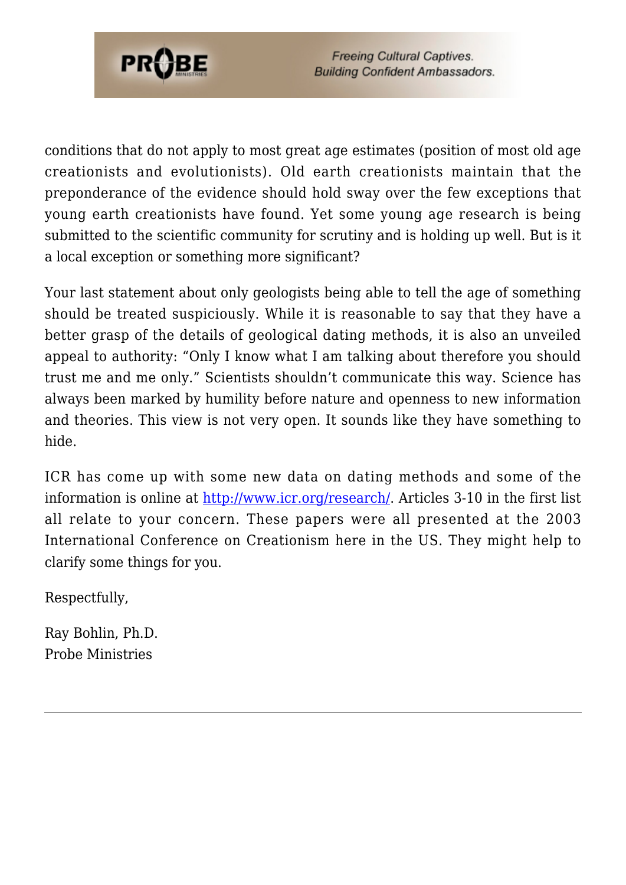conditions that do not apply to most great age estimates (position of most old age creationists and evolutionists). Old earth creationists maintain that the preponderance of the evidence should hold sway over the few exceptions that young earth creationists have found. Yet some young age research is being submitted to the scientific community for scrutiny and is holding up well. But is it a local exception or something more significant?

Your last statement about only geologists being able to tell the age of something should be treated suspiciously. While it is reasonable to say that they have a better grasp of the details of geological dating methods, it is also an unveiled appeal to authority: "Only I know what I am talking about therefore you should trust me and me only." Scientists shouldn't communicate this way. Science has always been marked by humility before nature and openness to new information and theories. This view is not very open. It sounds like they have something to hide.

ICR has come up with some new data on dating methods and some of the information is online at [http://www.icr.org/research/](http://www.icr.org/research/). Articles 3-10 in the first list all relate to your concern. These papers were all presented at the 2003 International Conference on Creationism here in the US. They might help to clarify some things for you.

Respectfully,

Ray Bohlin, Ph.D.
Probe Ministries

---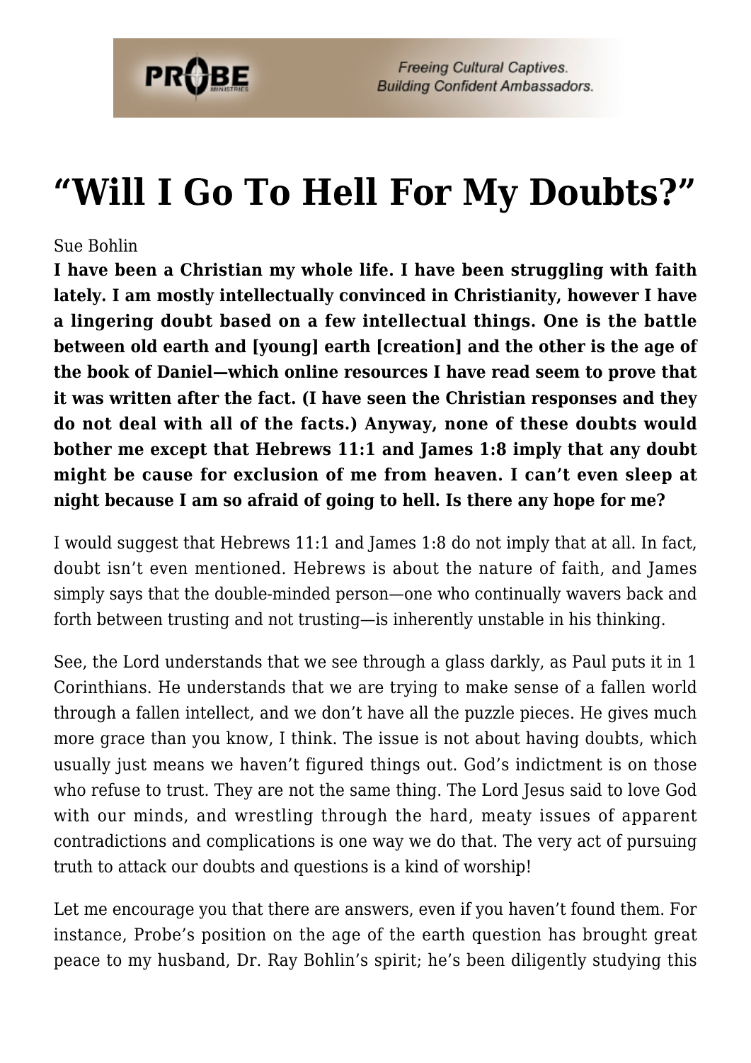# “Will I Go To Hell For My Doubts?”

Sue Bohlin

**I have been a Christian my whole life. I have been struggling with faith lately. I am mostly intellectually convinced in Christianity, however I have a lingering doubt based on a few intellectual things. One is the battle between old earth and [young] earth [creation] and the other is the age of the book of Daniel—which online resources I have read seem to prove that it was written after the fact. (I have seen the Christian responses and they do not deal with all of the facts.) Anyway, none of these doubts would bother me except that Hebrews 11:1 and James 1:8 imply that any doubt might be cause for exclusion of me from heaven. I can’t even sleep at night because I am so afraid of going to hell. Is there any hope for me?**

I would suggest that Hebrews 11:1 and James 1:8 do not imply that at all. In fact, doubt isn’t even mentioned. Hebrews is about the nature of faith, and James simply says that the double-minded person—one who continually wavers back and forth between trusting and not trusting—is inherently unstable in his thinking.

See, the Lord understands that we see through a glass darkly, as Paul puts it in 1 Corinthians. He understands that we are trying to make sense of a fallen world through a fallen intellect, and we don’t have all the puzzle pieces. He gives much more grace than you know, I think. The issue is not about having doubts, which usually just means we haven’t figured things out. God’s indictment is on those who refuse to trust. They are not the same thing. The Lord Jesus said to love God with our minds, and wrestling through the hard, meaty issues of apparent contradictions and complications is one way we do that. The very act of pursuing truth to attack our doubts and questions is a kind of worship!

Let me encourage you that there are answers, even if you haven’t found them. For instance, Probe’s position on the age of the earth question has brought great peace to my husband, Dr. Ray Bohlin’s spirit; he’s been diligently studying this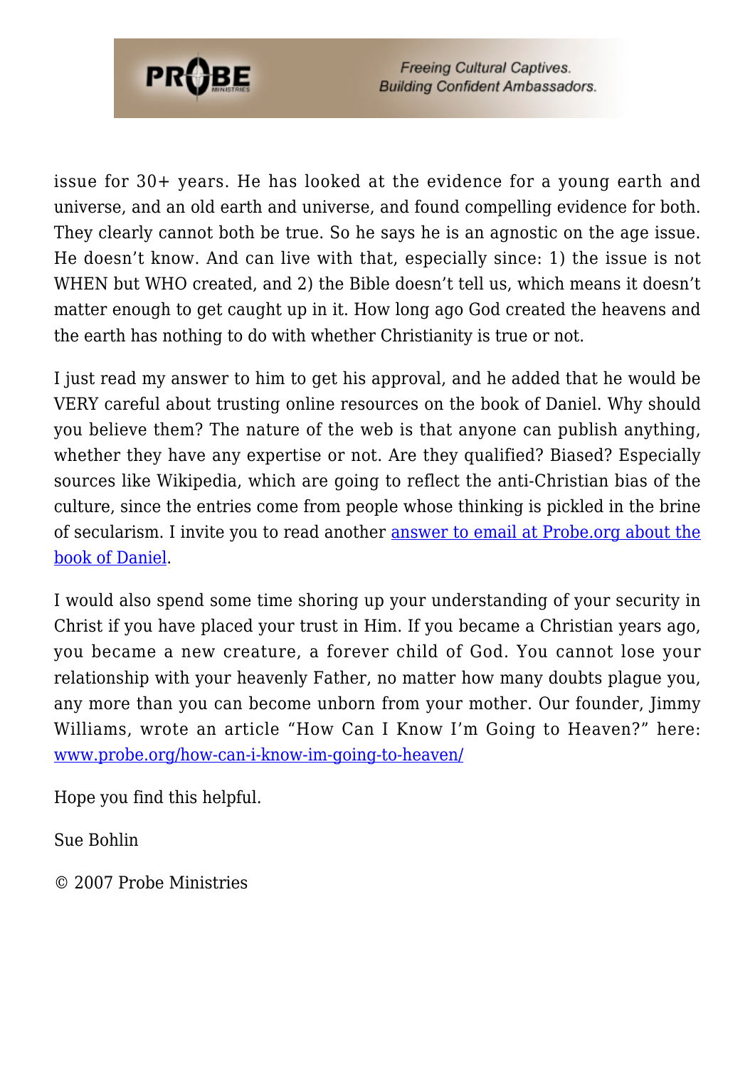issue for 30+ years. He has looked at the evidence for a young earth and universe, and an old earth and universe, and found compelling evidence for both. They clearly cannot both be true. So he says he is an agnostic on the age issue. He doesn't know. And can live with that, especially since: 1) the issue is not WHEN but WHO created, and 2) the Bible doesn't tell us, which means it doesn't matter enough to get caught up in it. How long ago God created the heavens and the earth has nothing to do with whether Christianity is true or not.

I just read my answer to him to get his approval, and he added that he would be VERY careful about trusting online resources on the book of Daniel. Why should you believe them? The nature of the web is that anyone can publish anything, whether they have any expertise or not. Are they qualified? Biased? Especially sources like Wikipedia, which are going to reflect the anti-Christian bias of the culture, since the entries come from people whose thinking is pickled in the brine of secularism. I invite you to read another [answer to email at Probe.org about the book of Daniel](answer to email at Probe.org about the book of Daniel).

I would also spend some time shoring up your understanding of your security in Christ if you have placed your trust in Him. If you became a Christian years ago, you became a new creature, a forever child of God. You cannot lose your relationship with your heavenly Father, no matter how many doubts plague you, any more than you can become unborn from your mother. Our founder, Jimmy Williams, wrote an article "How Can I Know I'm Going to Heaven?" here: [www.probe.org/how-can-i-know-im-going-to-heaven/](www.probe.org/how-can-i-know-im-going-to-heaven/)

Hope you find this helpful.

Sue Bohlin

© 2007 Probe Ministries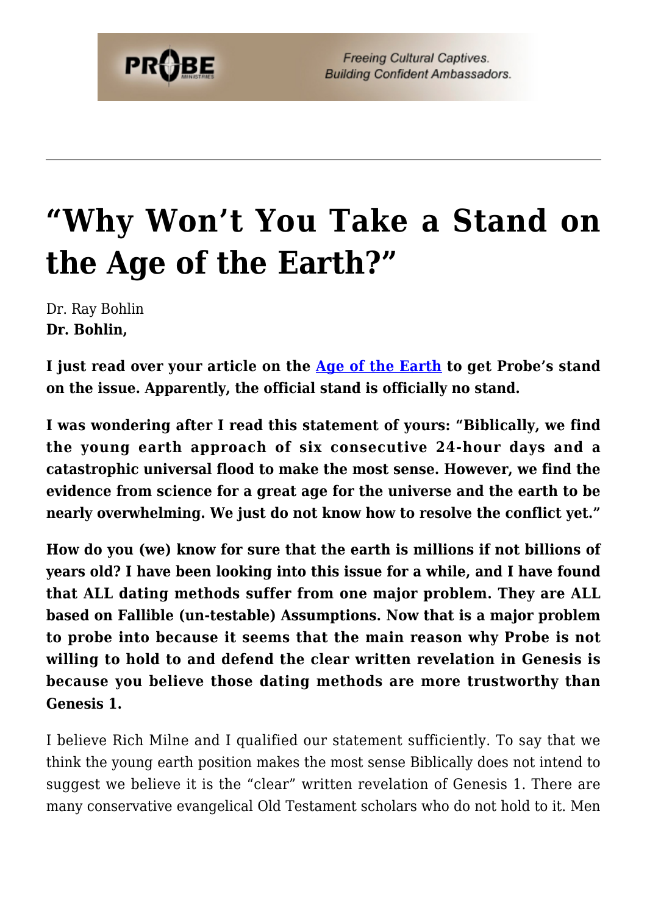# "Why Won't You Take a Stand on the Age of the Earth?"

Dr. Ray Bohlin

**Dr. Bohlin,**

**I just read over your article on the [Age of the Earth] to get Probe's stand on the issue. Apparently, the official stand is officially no stand.**

**I was wondering after I read this statement of yours: "Biblically, we find the young earth approach of six consecutive 24-hour days and a catastrophic universal flood to make the most sense. However, we find the evidence from science for a great age for the universe and the earth to be nearly overwhelming. We just do not know how to resolve the conflict yet."**

**How do you (we) know for sure that the earth is millions if not billions of years old? I have been looking into this issue for a while, and I have found that ALL dating methods suffer from one major problem. They are ALL based on Fallible (un-testable) Assumptions. Now that is a major problem to probe into because it seems that the main reason why Probe is not willing to hold to and defend the clear written revelation in Genesis is because you believe those dating methods are more trustworthy than Genesis 1.**

I believe Rich Milne and I qualified our statement sufficiently. To say that we think the young earth position makes the most sense Biblically does not intend to suggest we believe it is the "clear" written revelation of Genesis 1. There are many conservative evangelical Old Testament scholars who do not hold to it. Men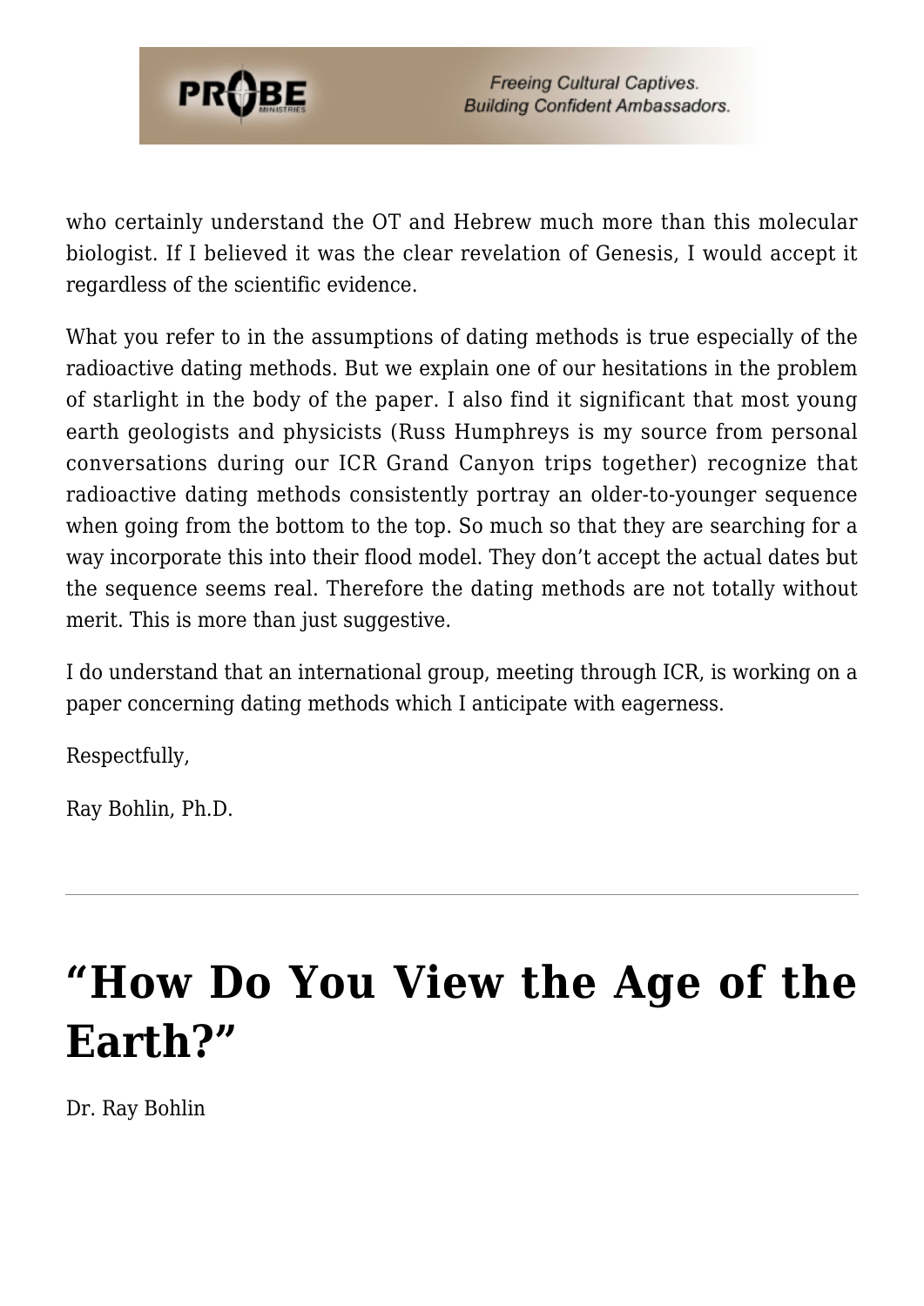who certainly understand the OT and Hebrew much more than this molecular biologist. If I believed it was the clear revelation of Genesis, I would accept it regardless of the scientific evidence.

What you refer to in the assumptions of dating methods is true especially of the radioactive dating methods. But we explain one of our hesitations in the problem of starlight in the body of the paper. I also find it significant that most young earth geologists and physicists (Russ Humphreys is my source from personal conversations during our ICR Grand Canyon trips together) recognize that radioactive dating methods consistently portray an older-to-younger sequence when going from the bottom to the top. So much so that they are searching for a way incorporate this into their flood model. They don't accept the actual dates but the sequence seems real. Therefore the dating methods are not totally without merit. This is more than just suggestive.

I do understand that an international group, meeting through ICR, is working on a paper concerning dating methods which I anticipate with eagerness.

Respectfully,

Ray Bohlin, Ph.D.

---

# "How Do You View the Age of the Earth?"

Dr. Ray Bohlin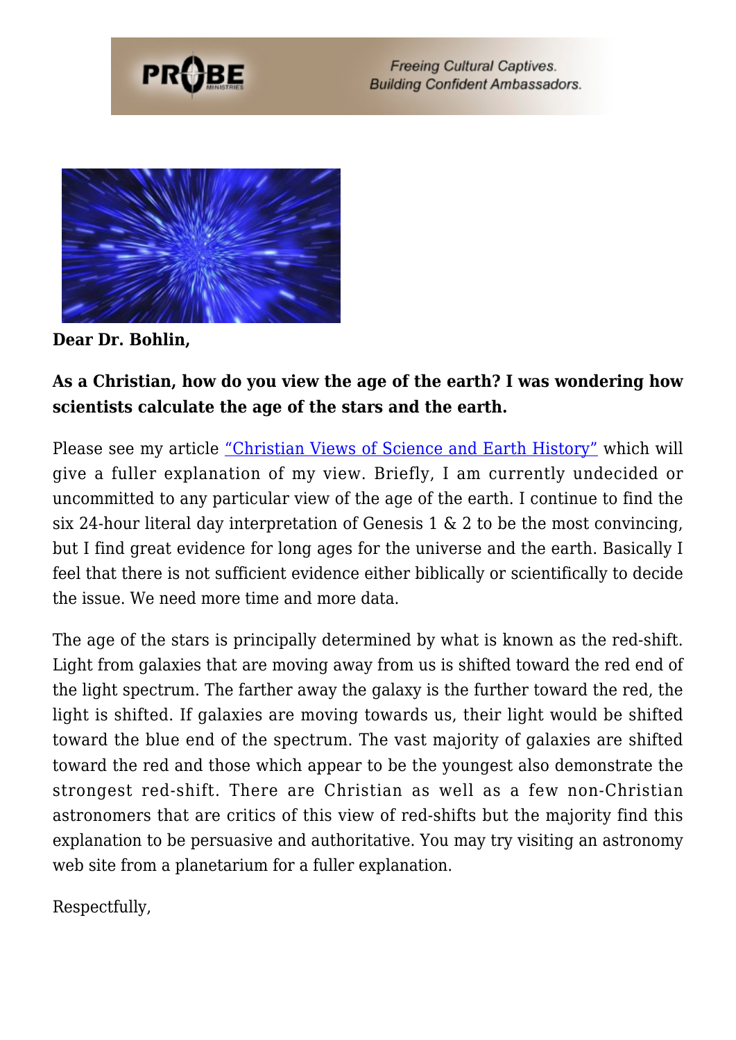**Dear Dr. Bohlin,**

**As a Christian, how do you view the age of the earth? I was wondering how scientists calculate the age of the stars and the earth.**

Please see my article "Christian Views of Science and Earth History" which will give a fuller explanation of my view. Briefly, I am currently undecided or uncommitted to any particular view of the age of the earth. I continue to find the six 24-hour literal day interpretation of Genesis 1 & 2 to be the most convincing, but I find great evidence for long ages for the universe and the earth. Basically I feel that there is not sufficient evidence either biblically or scientifically to decide the issue. We need more time and more data.

The age of the stars is principally determined by what is known as the red-shift. Light from galaxies that are moving away from us is shifted toward the red end of the light spectrum. The farther away the galaxy is the further toward the red, the light is shifted. If galaxies are moving towards us, their light would be shifted toward the blue end of the spectrum. The vast majority of galaxies are shifted toward the red and those which appear to be the youngest also demonstrate the strongest red-shift. There are Christian as well as a few non-Christian astronomers that are critics of this view of red-shifts but the majority find this explanation to be persuasive and authoritative. You may try visiting an astronomy web site from a planetarium for a fuller explanation.

Respectfully,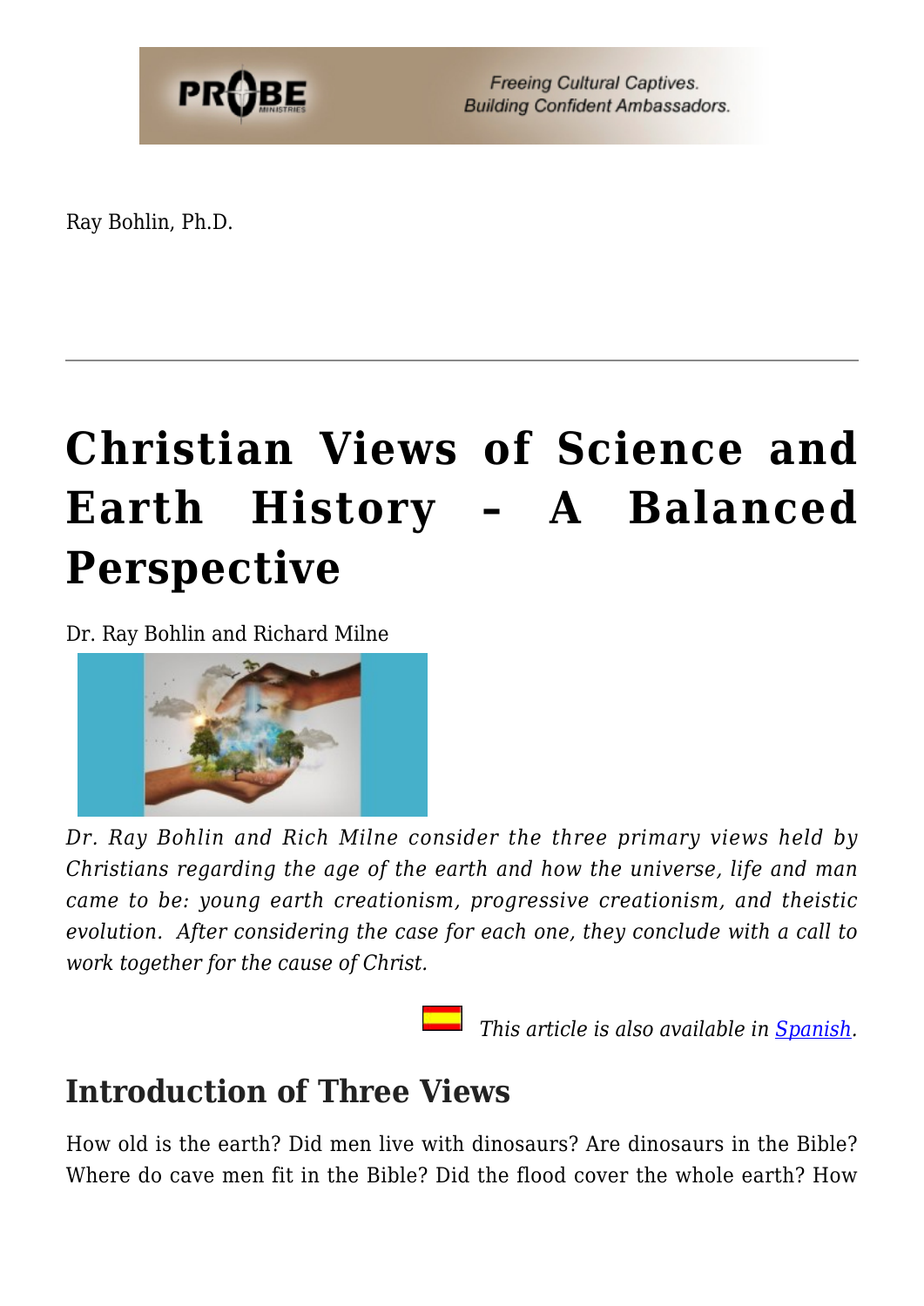Ray Bohlin, Ph.D.

---

# Christian Views of Science and Earth History – A Balanced Perspective

Dr. Ray Bohlin and Richard Milne

*Dr. Ray Bohlin and Rich Milne consider the three primary views held by Christians regarding the age of the earth and how the universe, life and man came to be: young earth creationism, progressive creationism, and theistic evolution. After considering the case for each one, they conclude with a call to work together for the cause of Christ.*

*This article is also available in [Spanish](Spanish).*

## Introduction of Three Views

How old is the earth? Did men live with dinosaurs? Are dinosaurs in the Bible? Where do cave men fit in the Bible? Did the flood cover the whole earth? How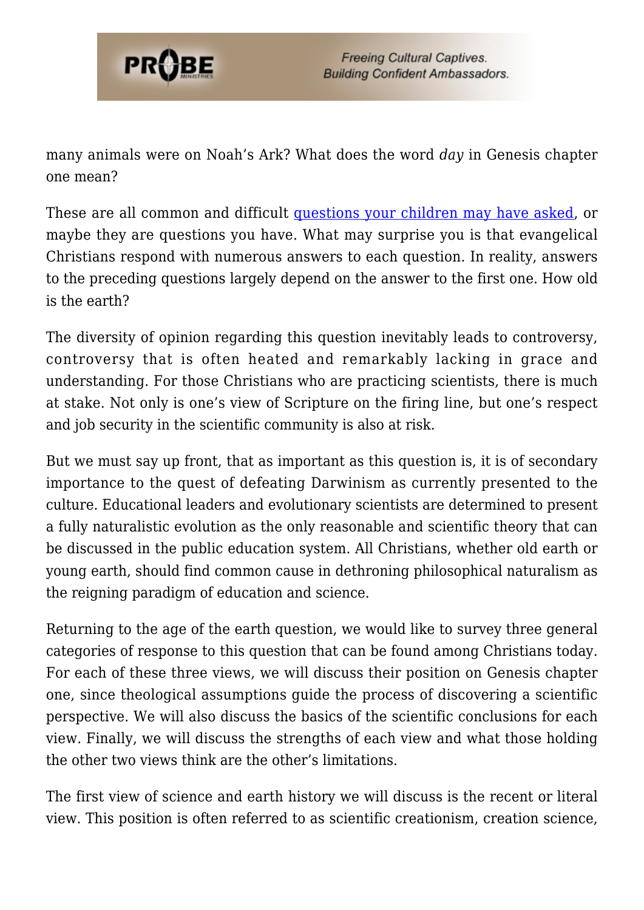many animals were on Noah's Ark? What does the word *day* in Genesis chapter one mean?

These are all common and difficult [questions your children may have asked](https://probe.org), or maybe they are questions you have. What may surprise you is that evangelical Christians respond with numerous answers to each question. In reality, answers to the preceding questions largely depend on the answer to the first one. How old is the earth?

The diversity of opinion regarding this question inevitably leads to controversy, controversy that is often heated and remarkably lacking in grace and understanding. For those Christians who are practicing scientists, there is much at stake. Not only is one's view of Scripture on the firing line, but one's respect and job security in the scientific community is also at risk.

But we must say up front, that as important as this question is, it is of secondary importance to the quest of defeating Darwinism as currently presented to the culture. Educational leaders and evolutionary scientists are determined to present a fully naturalistic evolution as the only reasonable and scientific theory that can be discussed in the public education system. All Christians, whether old earth or young earth, should find common cause in dethroning philosophical naturalism as the reigning paradigm of education and science.

Returning to the age of the earth question, we would like to survey three general categories of response to this question that can be found among Christians today. For each of these three views, we will discuss their position on Genesis chapter one, since theological assumptions guide the process of discovering a scientific perspective. We will also discuss the basics of the scientific conclusions for each view. Finally, we will discuss the strengths of each view and what those holding the other two views think are the other's limitations.

The first view of science and earth history we will discuss is the recent or literal view. This position is often referred to as scientific creationism, creation science,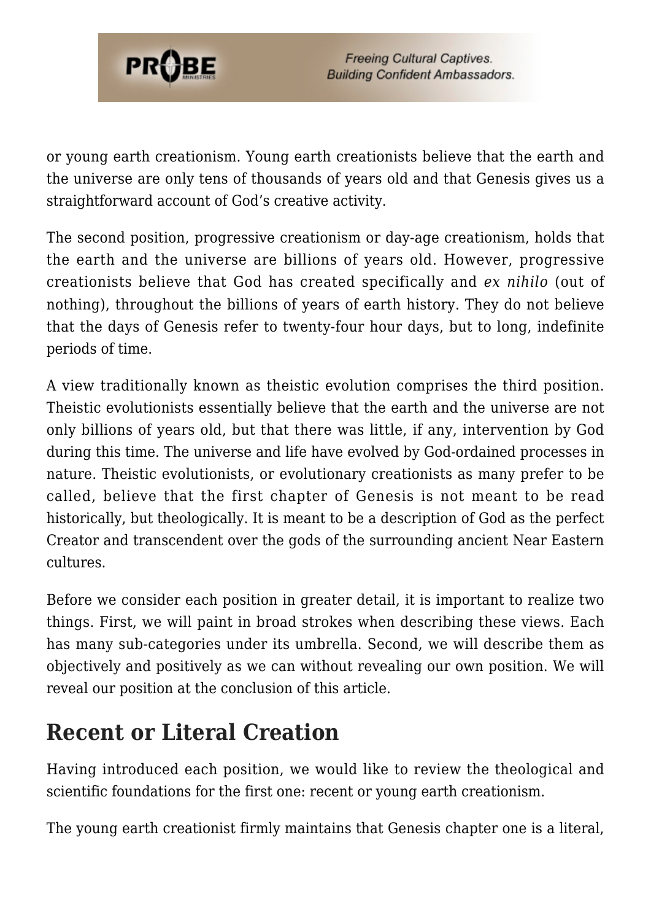or young earth creationism. Young earth creationists believe that the earth and the universe are only tens of thousands of years old and that Genesis gives us a straightforward account of God's creative activity.

The second position, progressive creationism or day-age creationism, holds that the earth and the universe are billions of years old. However, progressive creationists believe that God has created specifically and *ex nihilo* (out of nothing), throughout the billions of years of earth history. They do not believe that the days of Genesis refer to twenty-four hour days, but to long, indefinite periods of time.

A view traditionally known as theistic evolution comprises the third position. Theistic evolutionists essentially believe that the earth and the universe are not only billions of years old, but that there was little, if any, intervention by God during this time. The universe and life have evolved by God-ordained processes in nature. Theistic evolutionists, or evolutionary creationists as many prefer to be called, believe that the first chapter of Genesis is not meant to be read historically, but theologically. It is meant to be a description of God as the perfect Creator and transcendent over the gods of the surrounding ancient Near Eastern cultures.

Before we consider each position in greater detail, it is important to realize two things. First, we will paint in broad strokes when describing these views. Each has many sub-categories under its umbrella. Second, we will describe them as objectively and positively as we can without revealing our own position. We will reveal our position at the conclusion of this article.

## Recent or Literal Creation

Having introduced each position, we would like to review the theological and scientific foundations for the first one: recent or young earth creationism.

The young earth creationist firmly maintains that Genesis chapter one is a literal,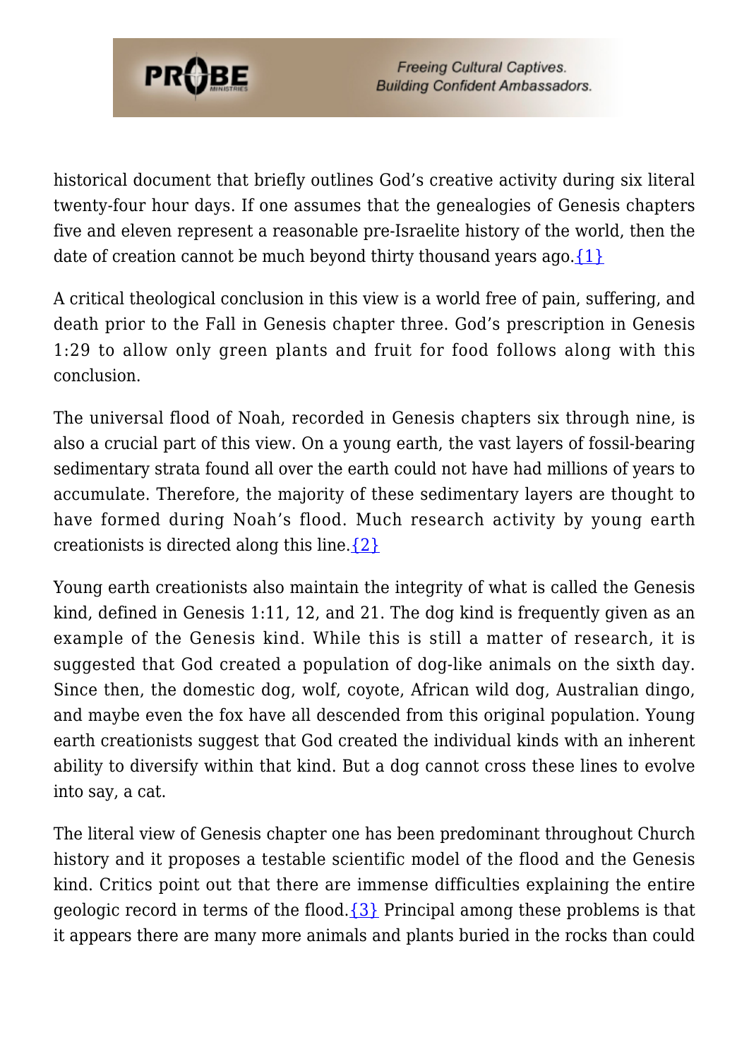historical document that briefly outlines God's creative activity during six literal twenty-four hour days. If one assumes that the genealogies of Genesis chapters five and eleven represent a reasonable pre-Israelite history of the world, then the date of creation cannot be much beyond thirty thousand years ago.{1}

A critical theological conclusion in this view is a world free of pain, suffering, and death prior to the Fall in Genesis chapter three. God's prescription in Genesis 1:29 to allow only green plants and fruit for food follows along with this conclusion.

The universal flood of Noah, recorded in Genesis chapters six through nine, is also a crucial part of this view. On a young earth, the vast layers of fossil-bearing sedimentary strata found all over the earth could not have had millions of years to accumulate. Therefore, the majority of these sedimentary layers are thought to have formed during Noah's flood. Much research activity by young earth creationists is directed along this line.{2}

Young earth creationists also maintain the integrity of what is called the Genesis kind, defined in Genesis 1:11, 12, and 21. The dog kind is frequently given as an example of the Genesis kind. While this is still a matter of research, it is suggested that God created a population of dog-like animals on the sixth day. Since then, the domestic dog, wolf, coyote, African wild dog, Australian dingo, and maybe even the fox have all descended from this original population. Young earth creationists suggest that God created the individual kinds with an inherent ability to diversify within that kind. But a dog cannot cross these lines to evolve into say, a cat.

The literal view of Genesis chapter one has been predominant throughout Church history and it proposes a testable scientific model of the flood and the Genesis kind. Critics point out that there are immense difficulties explaining the entire geologic record in terms of the flood.{3} Principal among these problems is that it appears there are many more animals and plants buried in the rocks than could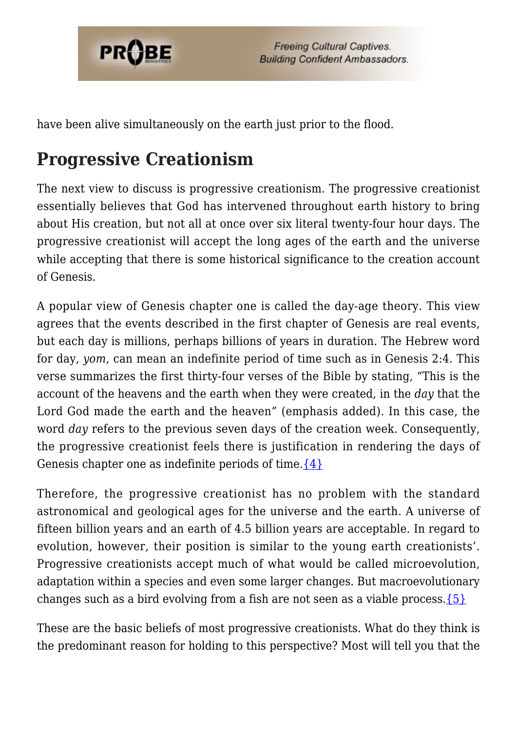have been alive simultaneously on the earth just prior to the flood.

## Progressive Creationism

The next view to discuss is progressive creationism. The progressive creationist essentially believes that God has intervened throughout earth history to bring about His creation, but not all at once over six literal twenty-four hour days. The progressive creationist will accept the long ages of the earth and the universe while accepting that there is some historical significance to the creation account of Genesis.

A popular view of Genesis chapter one is called the day-age theory. This view agrees that the events described in the first chapter of Genesis are real events, but each day is millions, perhaps billions of years in duration. The Hebrew word for day, *yom*, can mean an indefinite period of time such as in Genesis 2:4. This verse summarizes the first thirty-four verses of the Bible by stating, "This is the account of the heavens and the earth when they were created, in the *day* that the Lord God made the earth and the heaven" (emphasis added). In this case, the word *day* refers to the previous seven days of the creation week. Consequently, the progressive creationist feels there is justification in rendering the days of Genesis chapter one as indefinite periods of time.{4}

Therefore, the progressive creationist has no problem with the standard astronomical and geological ages for the universe and the earth. A universe of fifteen billion years and an earth of 4.5 billion years are acceptable. In regard to evolution, however, their position is similar to the young earth creationists'. Progressive creationists accept much of what would be called microevolution, adaptation within a species and even some larger changes. But macroevolutionary changes such as a bird evolving from a fish are not seen as a viable process.{5}

These are the basic beliefs of most progressive creationists. What do they think is the predominant reason for holding to this perspective? Most will tell you that the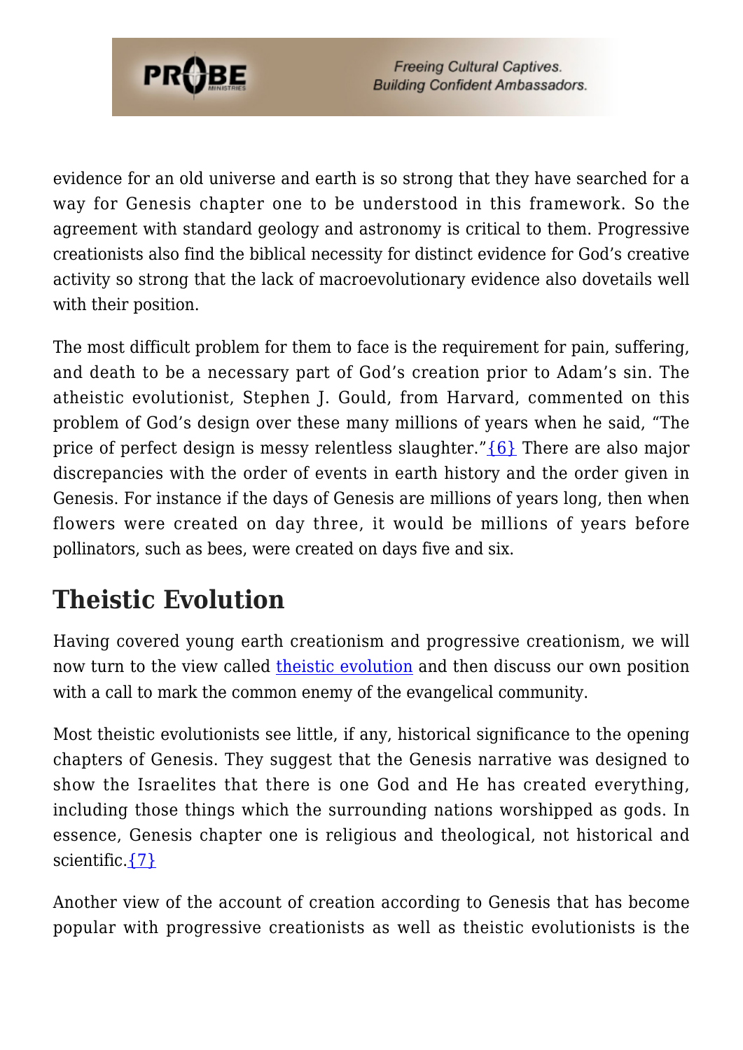evidence for an old universe and earth is so strong that they have searched for a way for Genesis chapter one to be understood in this framework. So the agreement with standard geology and astronomy is critical to them. Progressive creationists also find the biblical necessity for distinct evidence for God's creative activity so strong that the lack of macroevolutionary evidence also dovetails well with their position.

The most difficult problem for them to face is the requirement for pain, suffering, and death to be a necessary part of God's creation prior to Adam's sin. The atheistic evolutionist, Stephen J. Gould, from Harvard, commented on this problem of God's design over these many millions of years when he said, "The price of perfect design is messy relentless slaughter."{6} There are also major discrepancies with the order of events in earth history and the order given in Genesis. For instance if the days of Genesis are millions of years long, then when flowers were created on day three, it would be millions of years before pollinators, such as bees, were created on days five and six.

## Theistic Evolution

Having covered young earth creationism and progressive creationism, we will now turn to the view called theistic evolution and then discuss our own position with a call to mark the common enemy of the evangelical community.

Most theistic evolutionists see little, if any, historical significance to the opening chapters of Genesis. They suggest that the Genesis narrative was designed to show the Israelites that there is one God and He has created everything, including those things which the surrounding nations worshipped as gods. In essence, Genesis chapter one is religious and theological, not historical and scientific.{7}

Another view of the account of creation according to Genesis that has become popular with progressive creationists as well as theistic evolutionists is the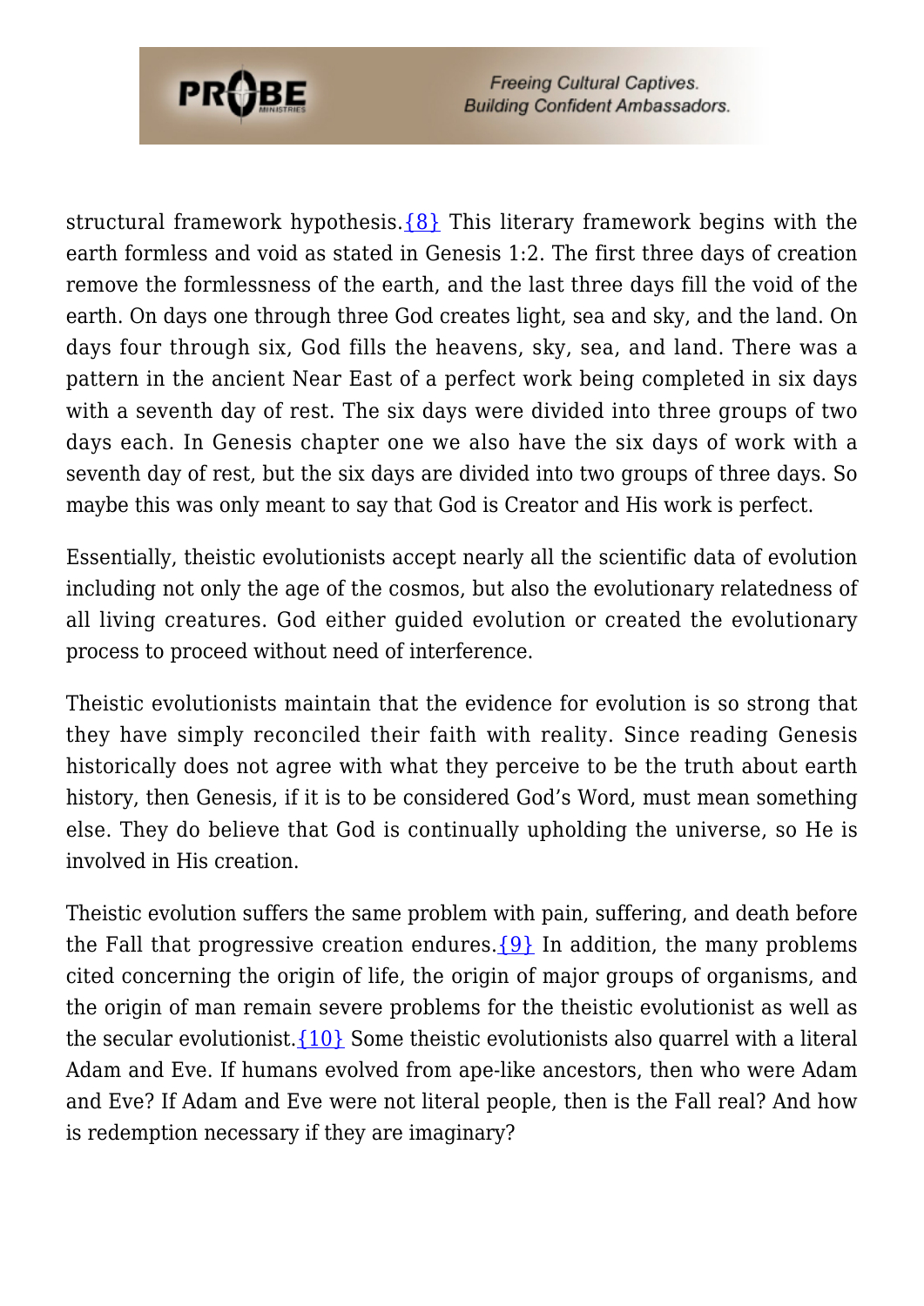structural framework hypothesis.{8} This literary framework begins with the earth formless and void as stated in Genesis 1:2. The first three days of creation remove the formlessness of the earth, and the last three days fill the void of the earth. On days one through three God creates light, sea and sky, and the land. On days four through six, God fills the heavens, sky, sea, and land. There was a pattern in the ancient Near East of a perfect work being completed in six days with a seventh day of rest. The six days were divided into three groups of two days each. In Genesis chapter one we also have the six days of work with a seventh day of rest, but the six days are divided into two groups of three days. So maybe this was only meant to say that God is Creator and His work is perfect.

Essentially, theistic evolutionists accept nearly all the scientific data of evolution including not only the age of the cosmos, but also the evolutionary relatedness of all living creatures. God either guided evolution or created the evolutionary process to proceed without need of interference.

Theistic evolutionists maintain that the evidence for evolution is so strong that they have simply reconciled their faith with reality. Since reading Genesis historically does not agree with what they perceive to be the truth about earth history, then Genesis, if it is to be considered God's Word, must mean something else. They do believe that God is continually upholding the universe, so He is involved in His creation.

Theistic evolution suffers the same problem with pain, suffering, and death before the Fall that progressive creation endures.{9} In addition, the many problems cited concerning the origin of life, the origin of major groups of organisms, and the origin of man remain severe problems for the theistic evolutionist as well as the secular evolutionist.{10} Some theistic evolutionists also quarrel with a literal Adam and Eve. If humans evolved from ape-like ancestors, then who were Adam and Eve? If Adam and Eve were not literal people, then is the Fall real? And how is redemption necessary if they are imaginary?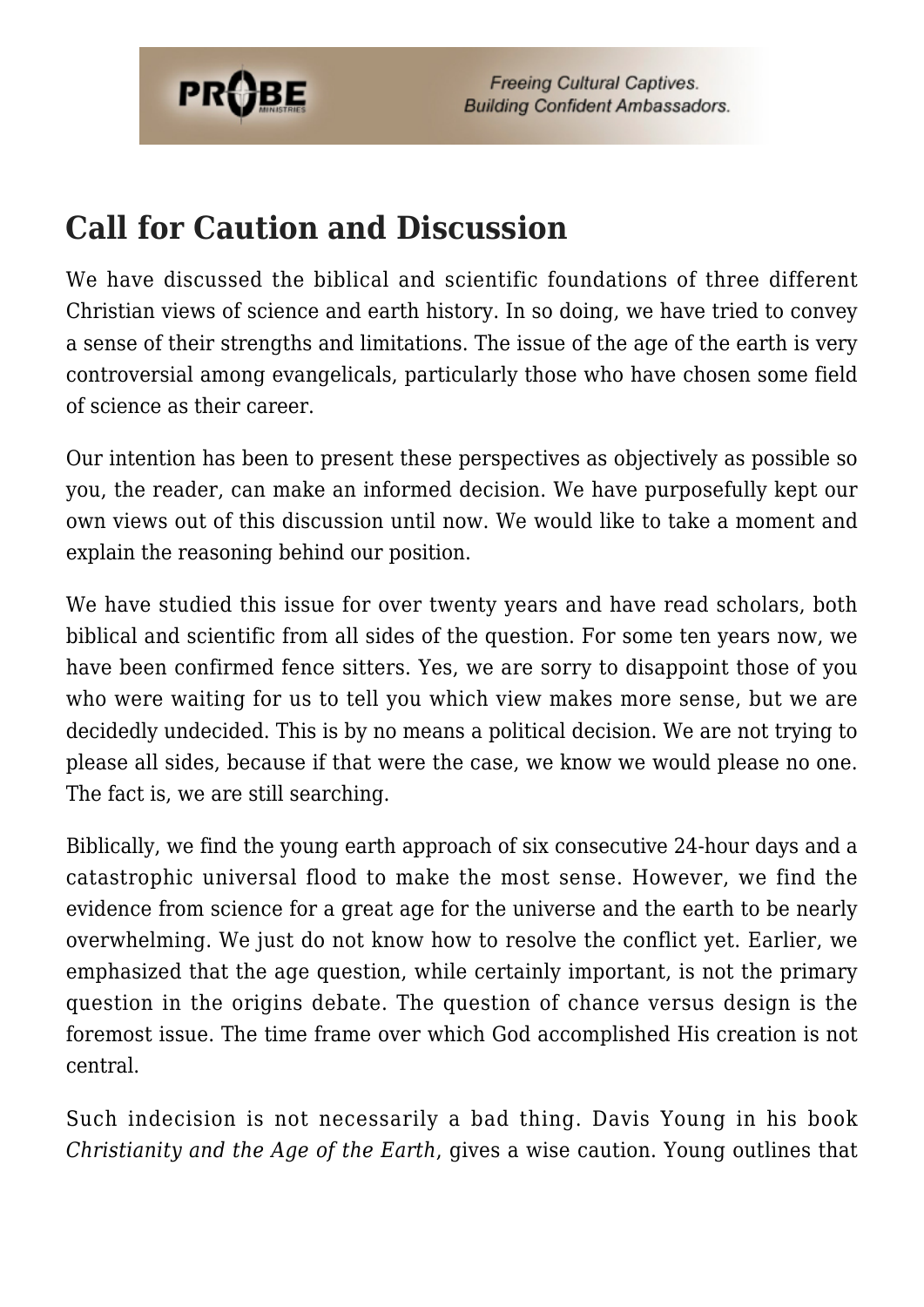## Call for Caution and Discussion

We have discussed the biblical and scientific foundations of three different Christian views of science and earth history. In so doing, we have tried to convey a sense of their strengths and limitations. The issue of the age of the earth is very controversial among evangelicals, particularly those who have chosen some field of science as their career.

Our intention has been to present these perspectives as objectively as possible so you, the reader, can make an informed decision. We have purposefully kept our own views out of this discussion until now. We would like to take a moment and explain the reasoning behind our position.

We have studied this issue for over twenty years and have read scholars, both biblical and scientific from all sides of the question. For some ten years now, we have been confirmed fence sitters. Yes, we are sorry to disappoint those of you who were waiting for us to tell you which view makes more sense, but we are decidedly undecided. This is by no means a political decision. We are not trying to please all sides, because if that were the case, we know we would please no one. The fact is, we are still searching.

Biblically, we find the young earth approach of six consecutive 24-hour days and a catastrophic universal flood to make the most sense. However, we find the evidence from science for a great age for the universe and the earth to be nearly overwhelming. We just do not know how to resolve the conflict yet. Earlier, we emphasized that the age question, while certainly important, is not the primary question in the origins debate. The question of chance versus design is the foremost issue. The time frame over which God accomplished His creation is not central.

Such indecision is not necessarily a bad thing. Davis Young in his book *Christianity and the Age of the Earth*, gives a wise caution. Young outlines that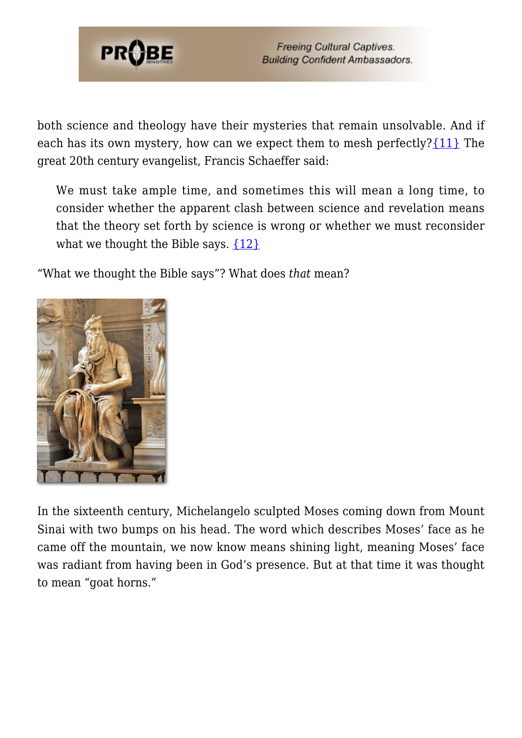both science and theology have their mysteries that remain unsolvable. And if each has its own mystery, how can we expect them to mesh perfectly?{11} The great 20th century evangelist, Francis Schaeffer said:

> We must take ample time, and sometimes this will mean a long time, to consider whether the apparent clash between science and revelation means that the theory set forth by science is wrong or whether we must reconsider what we thought the Bible says. {12}

"What we thought the Bible says"? What does *that* mean?

In the sixteenth century, Michelangelo sculpted Moses coming down from Mount Sinai with two bumps on his head. The word which describes Moses' face as he came off the mountain, we now know means shining light, meaning Moses' face was radiant from having been in God's presence. But at that time it was thought to mean "goat horns."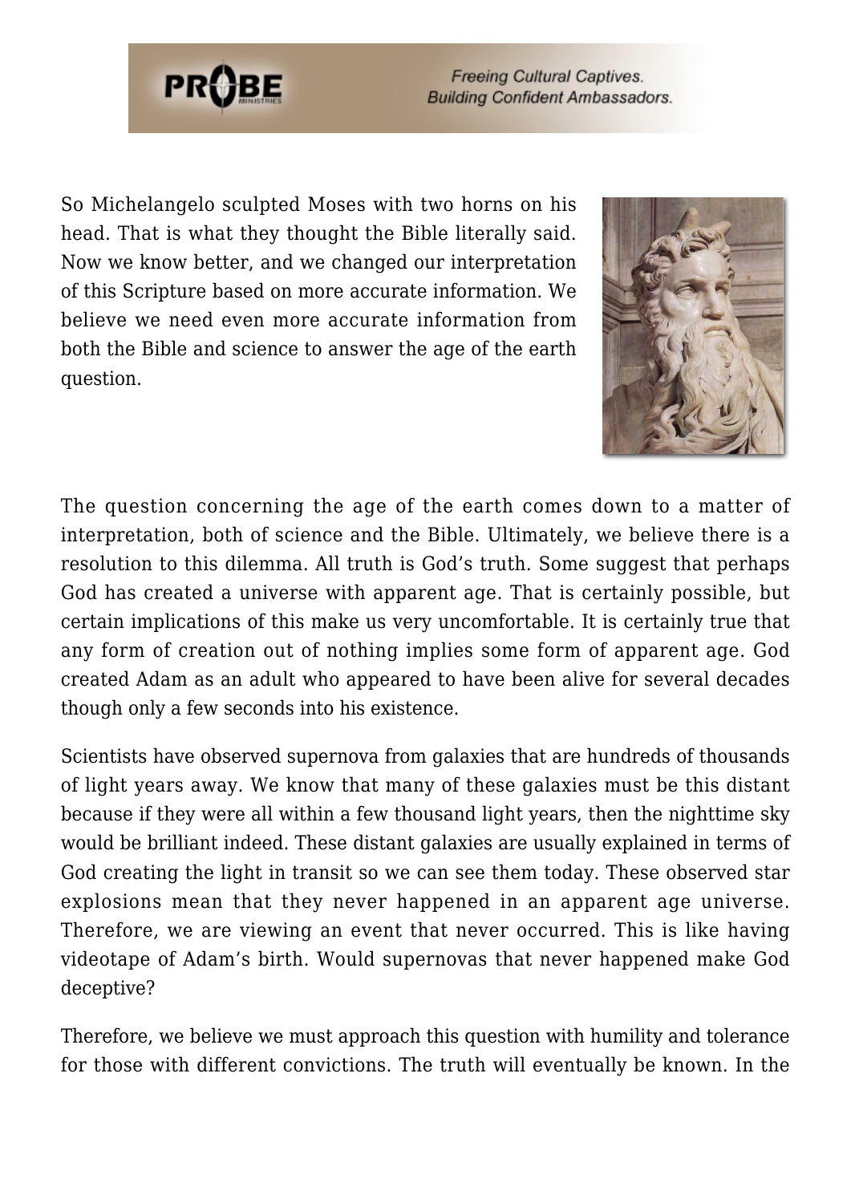So Michelangelo sculpted Moses with two horns on his head. That is what they thought the Bible literally said. Now we know better, and we changed our interpretation of this Scripture based on more accurate information. We believe we need even more accurate information from both the Bible and science to answer the age of the earth question.

The question concerning the age of the earth comes down to a matter of interpretation, both of science and the Bible. Ultimately, we believe there is a resolution to this dilemma. All truth is God's truth. Some suggest that perhaps God has created a universe with apparent age. That is certainly possible, but certain implications of this make us very uncomfortable. It is certainly true that any form of creation out of nothing implies some form of apparent age. God created Adam as an adult who appeared to have been alive for several decades though only a few seconds into his existence.

Scientists have observed supernova from galaxies that are hundreds of thousands of light years away. We know that many of these galaxies must be this distant because if they were all within a few thousand light years, then the nighttime sky would be brilliant indeed. These distant galaxies are usually explained in terms of God creating the light in transit so we can see them today. These observed star explosions mean that they never happened in an apparent age universe. Therefore, we are viewing an event that never occurred. This is like having videotape of Adam's birth. Would supernovas that never happened make God deceptive?

Therefore, we believe we must approach this question with humility and tolerance for those with different convictions. The truth will eventually be known. In the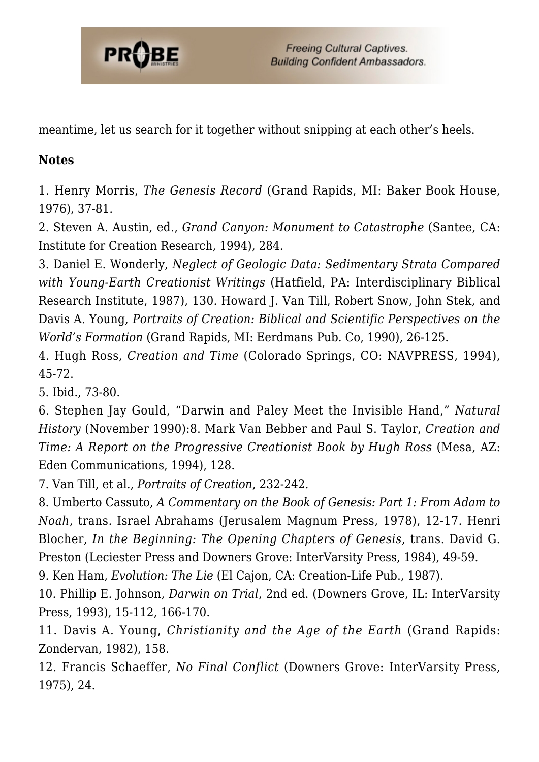meantime, let us search for it together without snipping at each other's heels.

**Notes**

1. Henry Morris, *The Genesis Record* (Grand Rapids, MI: Baker Book House, 1976), 37-81.
2. Steven A. Austin, ed., *Grand Canyon: Monument to Catastrophe* (Santee, CA: Institute for Creation Research, 1994), 284.
3. Daniel E. Wonderly, *Neglect of Geologic Data: Sedimentary Strata Compared with Young-Earth Creationist Writings* (Hatfield, PA: Interdisciplinary Biblical Research Institute, 1987), 130. Howard J. Van Till, Robert Snow, John Stek, and Davis A. Young, *Portraits of Creation: Biblical and Scientific Perspectives on the World's Formation* (Grand Rapids, MI: Eerdmans Pub. Co, 1990), 26-125.
4. Hugh Ross, *Creation and Time* (Colorado Springs, CO: NAVPRESS, 1994), 45-72.
5. Ibid., 73-80.
6. Stephen Jay Gould, "Darwin and Paley Meet the Invisible Hand," *Natural History* (November 1990):8. Mark Van Bebber and Paul S. Taylor, *Creation and Time: A Report on the Progressive Creationist Book by Hugh Ross* (Mesa, AZ: Eden Communications, 1994), 128.
7. Van Till, et al., *Portraits of Creation*, 232-242.
8. Umberto Cassuto, *A Commentary on the Book of Genesis: Part 1: From Adam to Noah*, trans. Israel Abrahams (Jerusalem Magnum Press, 1978), 12-17. Henri Blocher, *In the Beginning: The Opening Chapters of Genesis*, trans. David G. Preston (Leciester Press and Downers Grove: InterVarsity Press, 1984), 49-59.
9. Ken Ham, *Evolution: The Lie* (El Cajon, CA: Creation-Life Pub., 1987).
10. Phillip E. Johnson, *Darwin on Trial*, 2nd ed. (Downers Grove, IL: InterVarsity Press, 1993), 15-112, 166-170.
11. Davis A. Young, *Christianity and the Age of the Earth* (Grand Rapids: Zondervan, 1982), 158.
12. Francis Schaeffer, *No Final Conflict* (Downers Grove: InterVarsity Press, 1975), 24.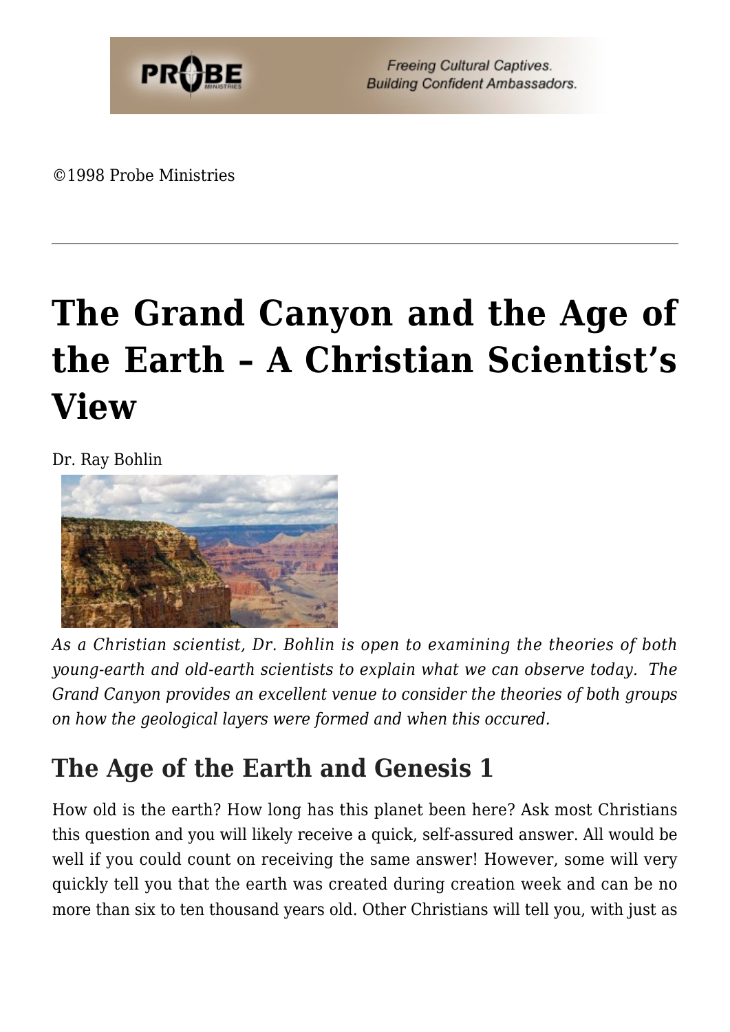©1998 Probe Ministries

---

# The Grand Canyon and the Age of the Earth – A Christian Scientist's View

Dr. Ray Bohlin

*As a Christian scientist, Dr. Bohlin is open to examining the theories of both young-earth and old-earth scientists to explain what we can observe today. The Grand Canyon provides an excellent venue to consider the theories of both groups on how the geological layers were formed and when this occured.*

## The Age of the Earth and Genesis 1

How old is the earth? How long has this planet been here? Ask most Christians this question and you will likely receive a quick, self-assured answer. All would be well if you could count on receiving the same answer! However, some will very quickly tell you that the earth was created during creation week and can be no more than six to ten thousand years old. Other Christians will tell you, with just as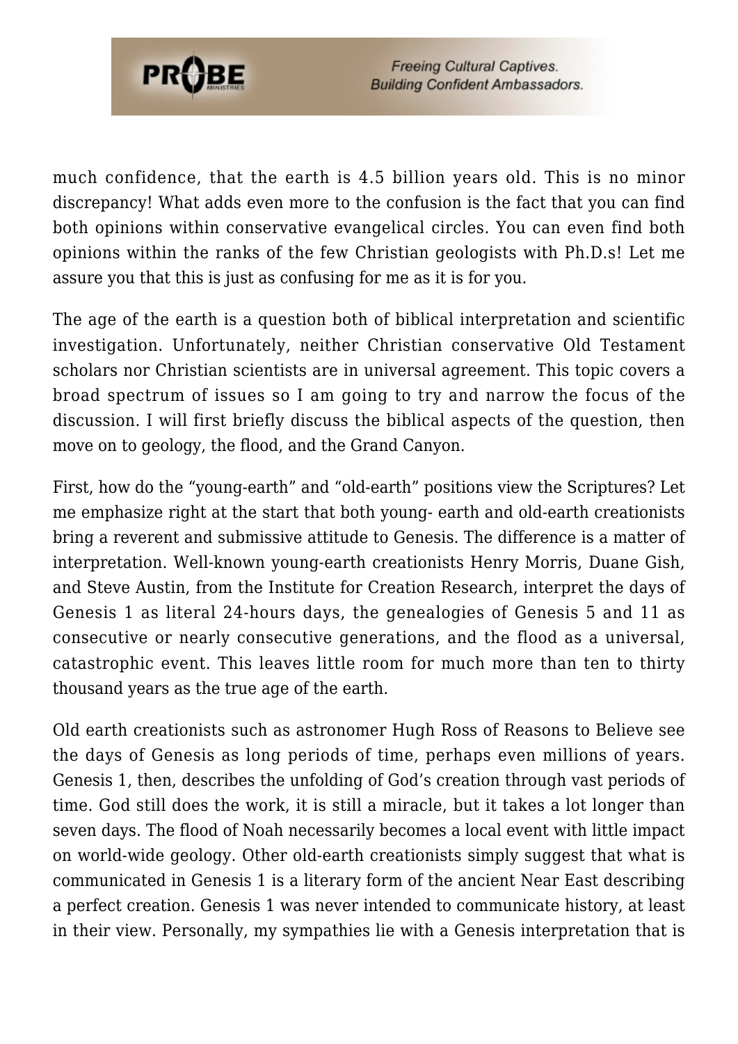much confidence, that the earth is 4.5 billion years old. This is no minor discrepancy! What adds even more to the confusion is the fact that you can find both opinions within conservative evangelical circles. You can even find both opinions within the ranks of the few Christian geologists with Ph.D.s! Let me assure you that this is just as confusing for me as it is for you.

The age of the earth is a question both of biblical interpretation and scientific investigation. Unfortunately, neither Christian conservative Old Testament scholars nor Christian scientists are in universal agreement. This topic covers a broad spectrum of issues so I am going to try and narrow the focus of the discussion. I will first briefly discuss the biblical aspects of the question, then move on to geology, the flood, and the Grand Canyon.

First, how do the "young-earth" and "old-earth" positions view the Scriptures? Let me emphasize right at the start that both young- earth and old-earth creationists bring a reverent and submissive attitude to Genesis. The difference is a matter of interpretation. Well-known young-earth creationists Henry Morris, Duane Gish, and Steve Austin, from the Institute for Creation Research, interpret the days of Genesis 1 as literal 24-hours days, the genealogies of Genesis 5 and 11 as consecutive or nearly consecutive generations, and the flood as a universal, catastrophic event. This leaves little room for much more than ten to thirty thousand years as the true age of the earth.

Old earth creationists such as astronomer Hugh Ross of Reasons to Believe see the days of Genesis as long periods of time, perhaps even millions of years. Genesis 1, then, describes the unfolding of God's creation through vast periods of time. God still does the work, it is still a miracle, but it takes a lot longer than seven days. The flood of Noah necessarily becomes a local event with little impact on world-wide geology. Other old-earth creationists simply suggest that what is communicated in Genesis 1 is a literary form of the ancient Near East describing a perfect creation. Genesis 1 was never intended to communicate history, at least in their view. Personally, my sympathies lie with a Genesis interpretation that is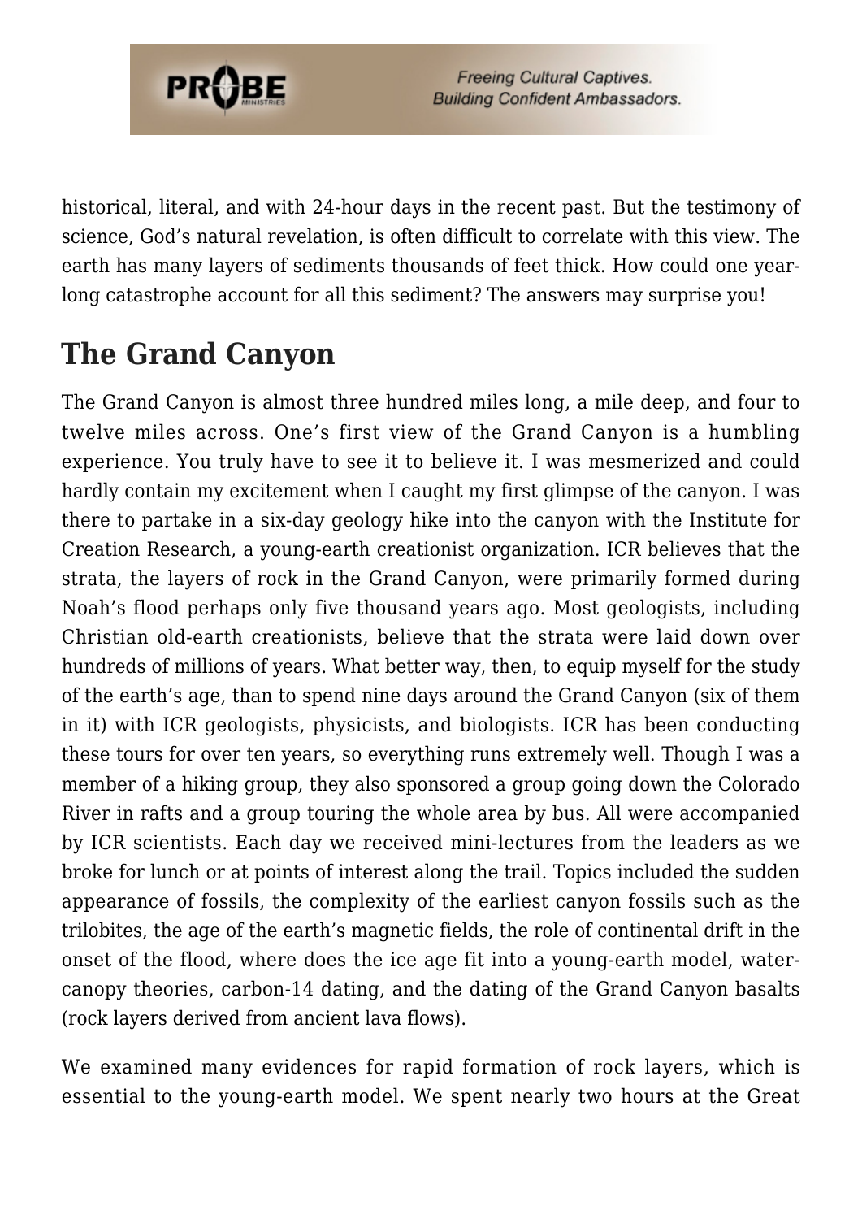historical, literal, and with 24-hour days in the recent past. But the testimony of science, God's natural revelation, is often difficult to correlate with this view. The earth has many layers of sediments thousands of feet thick. How could one year-long catastrophe account for all this sediment? The answers may surprise you!

## The Grand Canyon

The Grand Canyon is almost three hundred miles long, a mile deep, and four to twelve miles across. One's first view of the Grand Canyon is a humbling experience. You truly have to see it to believe it. I was mesmerized and could hardly contain my excitement when I caught my first glimpse of the canyon. I was there to partake in a six-day geology hike into the canyon with the Institute for Creation Research, a young-earth creationist organization. ICR believes that the strata, the layers of rock in the Grand Canyon, were primarily formed during Noah's flood perhaps only five thousand years ago. Most geologists, including Christian old-earth creationists, believe that the strata were laid down over hundreds of millions of years. What better way, then, to equip myself for the study of the earth's age, than to spend nine days around the Grand Canyon (six of them in it) with ICR geologists, physicists, and biologists. ICR has been conducting these tours for over ten years, so everything runs extremely well. Though I was a member of a hiking group, they also sponsored a group going down the Colorado River in rafts and a group touring the whole area by bus. All were accompanied by ICR scientists. Each day we received mini-lectures from the leaders as we broke for lunch or at points of interest along the trail. Topics included the sudden appearance of fossils, the complexity of the earliest canyon fossils such as the trilobites, the age of the earth's magnetic fields, the role of continental drift in the onset of the flood, where does the ice age fit into a young-earth model, water-canopy theories, carbon-14 dating, and the dating of the Grand Canyon basalts (rock layers derived from ancient lava flows).

We examined many evidences for rapid formation of rock layers, which is essential to the young-earth model. We spent nearly two hours at the Great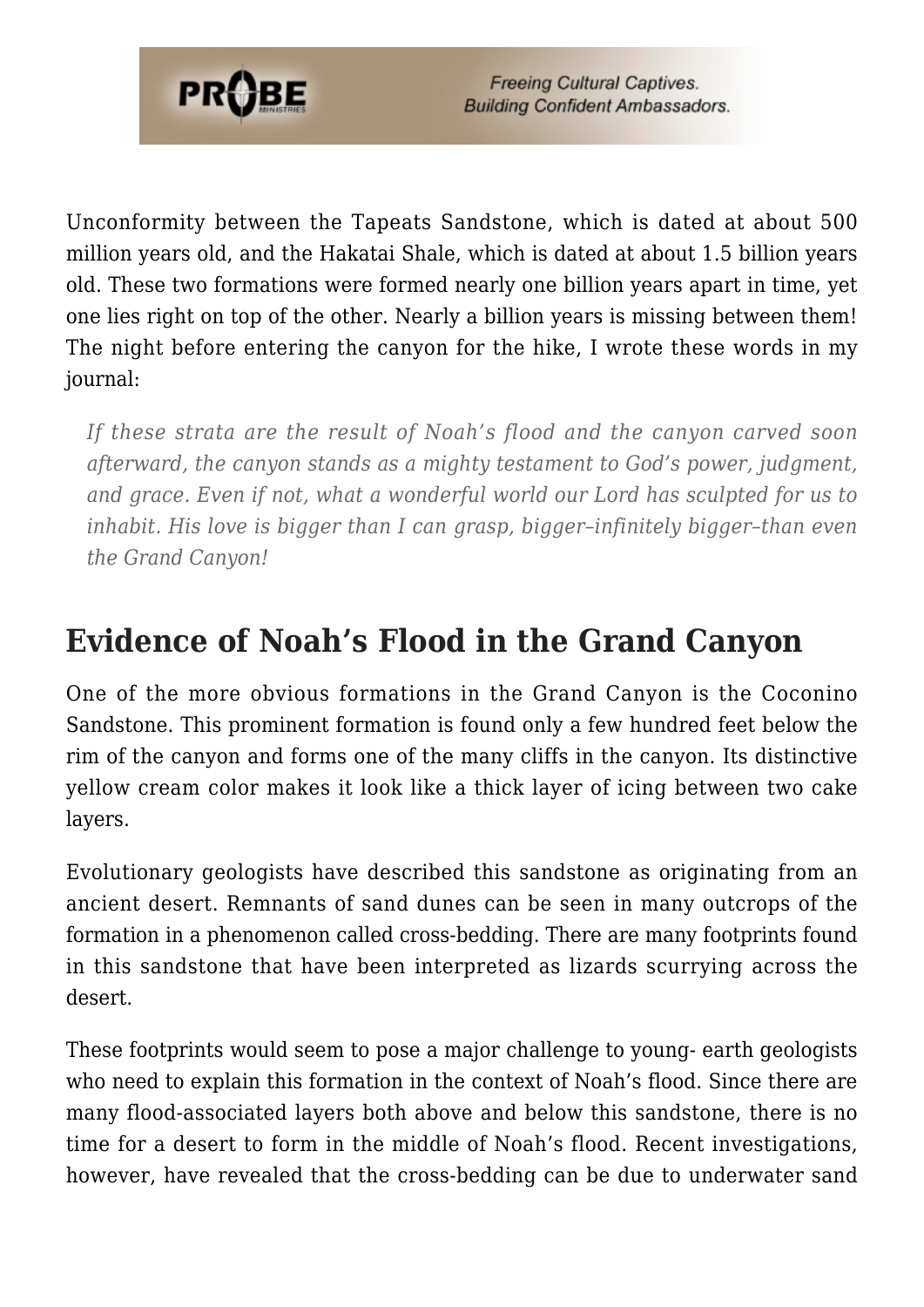Unconformity between the Tapeats Sandstone, which is dated at about 500 million years old, and the Hakatai Shale, which is dated at about 1.5 billion years old. These two formations were formed nearly one billion years apart in time, yet one lies right on top of the other. Nearly a billion years is missing between them! The night before entering the canyon for the hike, I wrote these words in my journal:

> *If these strata are the result of Noah's flood and the canyon carved soon afterward, the canyon stands as a mighty testament to God's power, judgment, and grace. Even if not, what a wonderful world our Lord has sculpted for us to inhabit. His love is bigger than I can grasp, bigger–infinitely bigger–than even the Grand Canyon!*

## Evidence of Noah's Flood in the Grand Canyon

One of the more obvious formations in the Grand Canyon is the Coconino Sandstone. This prominent formation is found only a few hundred feet below the rim of the canyon and forms one of the many cliffs in the canyon. Its distinctive yellow cream color makes it look like a thick layer of icing between two cake layers.

Evolutionary geologists have described this sandstone as originating from an ancient desert. Remnants of sand dunes can be seen in many outcrops of the formation in a phenomenon called cross-bedding. There are many footprints found in this sandstone that have been interpreted as lizards scurrying across the desert.

These footprints would seem to pose a major challenge to young- earth geologists who need to explain this formation in the context of Noah's flood. Since there are many flood-associated layers both above and below this sandstone, there is no time for a desert to form in the middle of Noah's flood. Recent investigations, however, have revealed that the cross-bedding can be due to underwater sand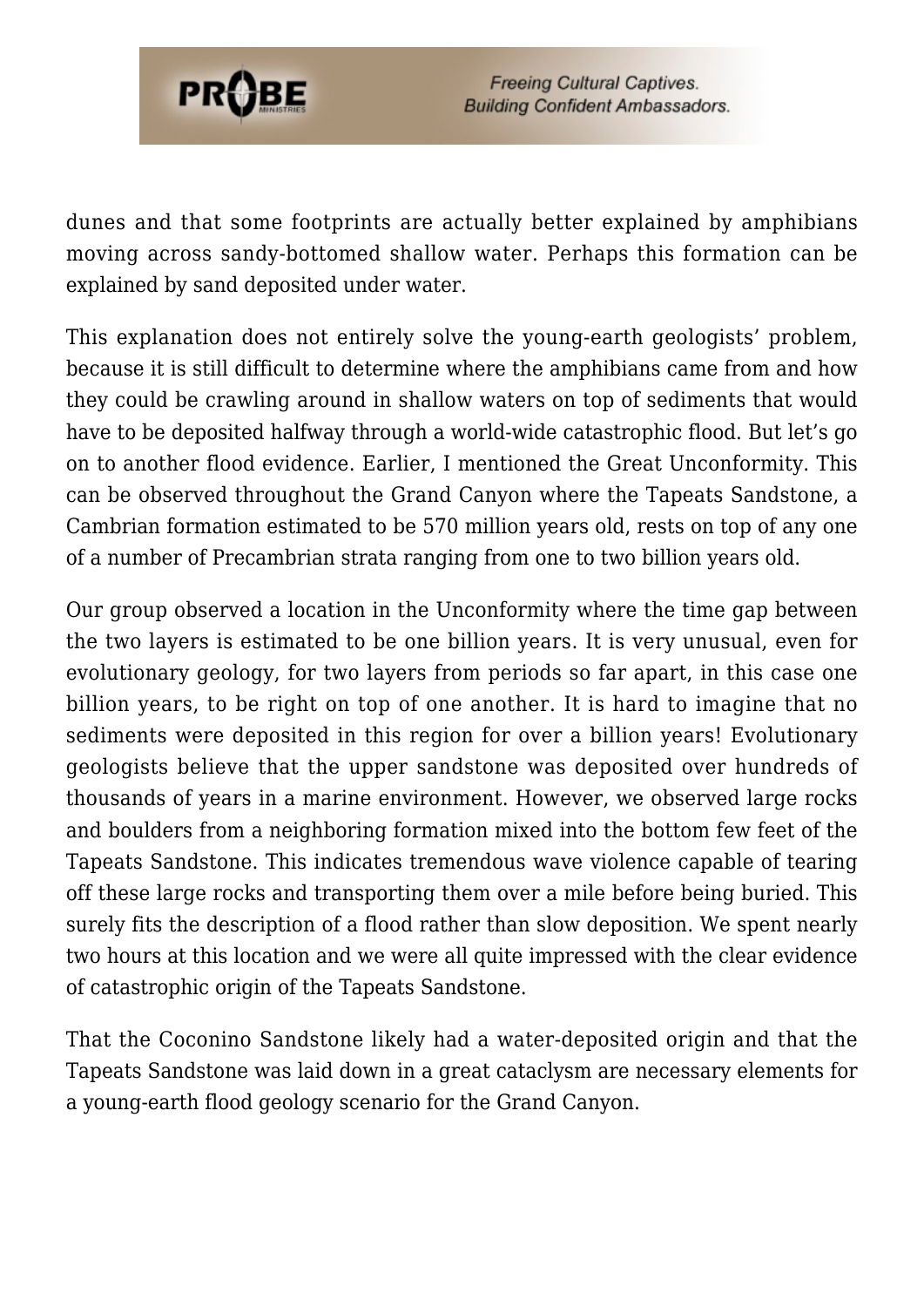dunes and that some footprints are actually better explained by amphibians moving across sandy-bottomed shallow water. Perhaps this formation can be explained by sand deposited under water.

This explanation does not entirely solve the young-earth geologists' problem, because it is still difficult to determine where the amphibians came from and how they could be crawling around in shallow waters on top of sediments that would have to be deposited halfway through a world-wide catastrophic flood. But let's go on to another flood evidence. Earlier, I mentioned the Great Unconformity. This can be observed throughout the Grand Canyon where the Tapeats Sandstone, a Cambrian formation estimated to be 570 million years old, rests on top of any one of a number of Precambrian strata ranging from one to two billion years old.

Our group observed a location in the Unconformity where the time gap between the two layers is estimated to be one billion years. It is very unusual, even for evolutionary geology, for two layers from periods so far apart, in this case one billion years, to be right on top of one another. It is hard to imagine that no sediments were deposited in this region for over a billion years! Evolutionary geologists believe that the upper sandstone was deposited over hundreds of thousands of years in a marine environment. However, we observed large rocks and boulders from a neighboring formation mixed into the bottom few feet of the Tapeats Sandstone. This indicates tremendous wave violence capable of tearing off these large rocks and transporting them over a mile before being buried. This surely fits the description of a flood rather than slow deposition. We spent nearly two hours at this location and we were all quite impressed with the clear evidence of catastrophic origin of the Tapeats Sandstone.

That the Coconino Sandstone likely had a water-deposited origin and that the Tapeats Sandstone was laid down in a great cataclysm are necessary elements for a young-earth flood geology scenario for the Grand Canyon.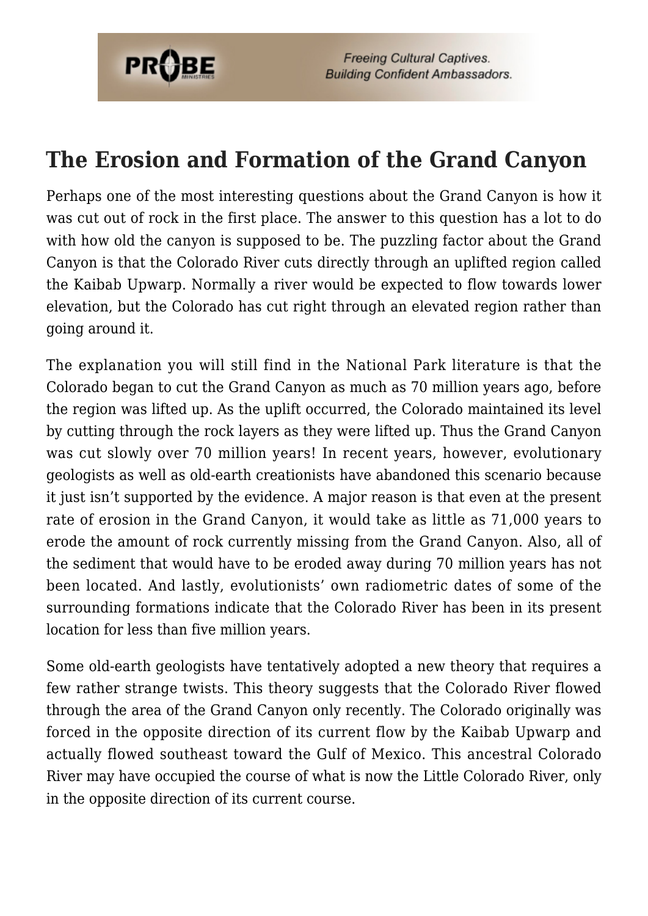## The Erosion and Formation of the Grand Canyon

Perhaps one of the most interesting questions about the Grand Canyon is how it was cut out of rock in the first place. The answer to this question has a lot to do with how old the canyon is supposed to be. The puzzling factor about the Grand Canyon is that the Colorado River cuts directly through an uplifted region called the Kaibab Upwarp. Normally a river would be expected to flow towards lower elevation, but the Colorado has cut right through an elevated region rather than going around it.

The explanation you will still find in the National Park literature is that the Colorado began to cut the Grand Canyon as much as 70 million years ago, before the region was lifted up. As the uplift occurred, the Colorado maintained its level by cutting through the rock layers as they were lifted up. Thus the Grand Canyon was cut slowly over 70 million years! In recent years, however, evolutionary geologists as well as old-earth creationists have abandoned this scenario because it just isn't supported by the evidence. A major reason is that even at the present rate of erosion in the Grand Canyon, it would take as little as 71,000 years to erode the amount of rock currently missing from the Grand Canyon. Also, all of the sediment that would have to be eroded away during 70 million years has not been located. And lastly, evolutionists' own radiometric dates of some of the surrounding formations indicate that the Colorado River has been in its present location for less than five million years.

Some old-earth geologists have tentatively adopted a new theory that requires a few rather strange twists. This theory suggests that the Colorado River flowed through the area of the Grand Canyon only recently. The Colorado originally was forced in the opposite direction of its current flow by the Kaibab Upwarp and actually flowed southeast toward the Gulf of Mexico. This ancestral Colorado River may have occupied the course of what is now the Little Colorado River, only in the opposite direction of its current course.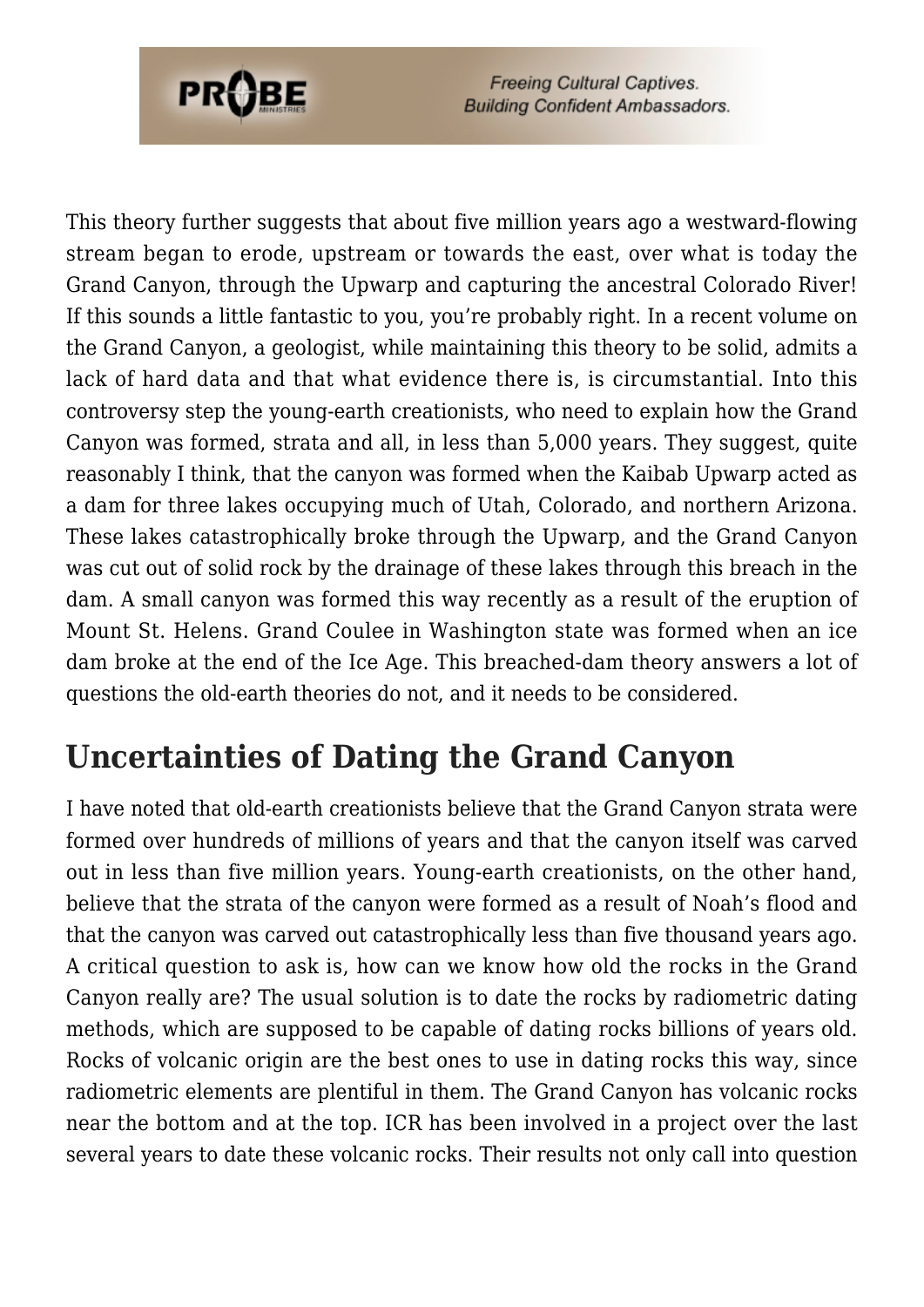This theory further suggests that about five million years ago a westward-flowing stream began to erode, upstream or towards the east, over what is today the Grand Canyon, through the Upwarp and capturing the ancestral Colorado River! If this sounds a little fantastic to you, you're probably right. In a recent volume on the Grand Canyon, a geologist, while maintaining this theory to be solid, admits a lack of hard data and that what evidence there is, is circumstantial. Into this controversy step the young-earth creationists, who need to explain how the Grand Canyon was formed, strata and all, in less than 5,000 years. They suggest, quite reasonably I think, that the canyon was formed when the Kaibab Upwarp acted as a dam for three lakes occupying much of Utah, Colorado, and northern Arizona. These lakes catastrophically broke through the Upwarp, and the Grand Canyon was cut out of solid rock by the drainage of these lakes through this breach in the dam. A small canyon was formed this way recently as a result of the eruption of Mount St. Helens. Grand Coulee in Washington state was formed when an ice dam broke at the end of the Ice Age. This breached-dam theory answers a lot of questions the old-earth theories do not, and it needs to be considered.

## Uncertainties of Dating the Grand Canyon

I have noted that old-earth creationists believe that the Grand Canyon strata were formed over hundreds of millions of years and that the canyon itself was carved out in less than five million years. Young-earth creationists, on the other hand, believe that the strata of the canyon were formed as a result of Noah's flood and that the canyon was carved out catastrophically less than five thousand years ago. A critical question to ask is, how can we know how old the rocks in the Grand Canyon really are? The usual solution is to date the rocks by radiometric dating methods, which are supposed to be capable of dating rocks billions of years old. Rocks of volcanic origin are the best ones to use in dating rocks this way, since radiometric elements are plentiful in them. The Grand Canyon has volcanic rocks near the bottom and at the top. ICR has been involved in a project over the last several years to date these volcanic rocks. Their results not only call into question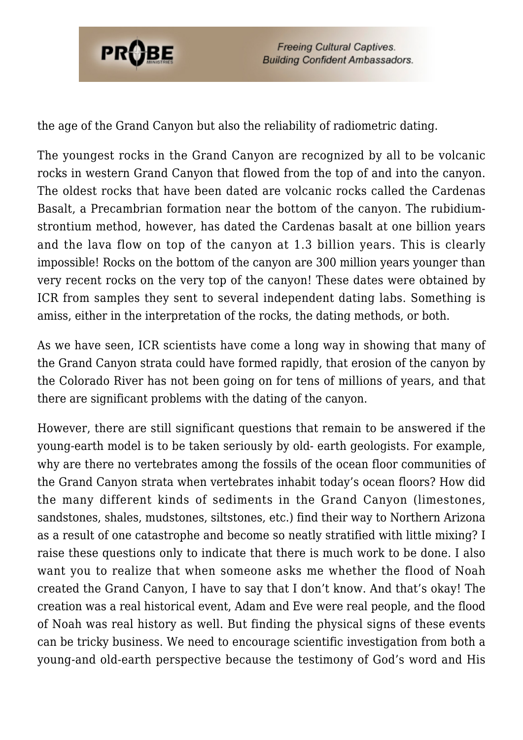the age of the Grand Canyon but also the reliability of radiometric dating.

The youngest rocks in the Grand Canyon are recognized by all to be volcanic rocks in western Grand Canyon that flowed from the top of and into the canyon. The oldest rocks that have been dated are volcanic rocks called the Cardenas Basalt, a Precambrian formation near the bottom of the canyon. The rubidium-strontium method, however, has dated the Cardenas basalt at one billion years and the lava flow on top of the canyon at 1.3 billion years. This is clearly impossible! Rocks on the bottom of the canyon are 300 million years younger than very recent rocks on the very top of the canyon! These dates were obtained by ICR from samples they sent to several independent dating labs. Something is amiss, either in the interpretation of the rocks, the dating methods, or both.

As we have seen, ICR scientists have come a long way in showing that many of the Grand Canyon strata could have formed rapidly, that erosion of the canyon by the Colorado River has not been going on for tens of millions of years, and that there are significant problems with the dating of the canyon.

However, there are still significant questions that remain to be answered if the young-earth model is to be taken seriously by old- earth geologists. For example, why are there no vertebrates among the fossils of the ocean floor communities of the Grand Canyon strata when vertebrates inhabit today's ocean floors? How did the many different kinds of sediments in the Grand Canyon (limestones, sandstones, shales, mudstones, siltstones, etc.) find their way to Northern Arizona as a result of one catastrophe and become so neatly stratified with little mixing? I raise these questions only to indicate that there is much work to be done. I also want you to realize that when someone asks me whether the flood of Noah created the Grand Canyon, I have to say that I don't know. And that's okay! The creation was a real historical event, Adam and Eve were real people, and the flood of Noah was real history as well. But finding the physical signs of these events can be tricky business. We need to encourage scientific investigation from both a young-and old-earth perspective because the testimony of God's word and His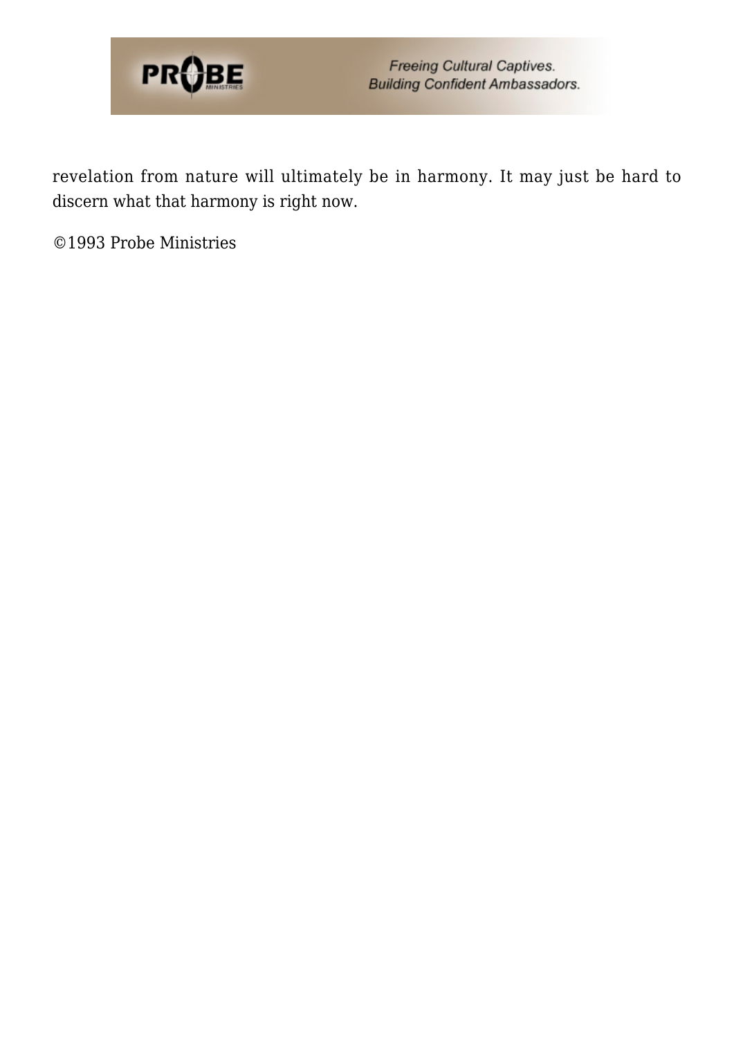revelation from nature will ultimately be in harmony. It may just be hard to discern what that harmony is right now.

©1993 Probe Ministries